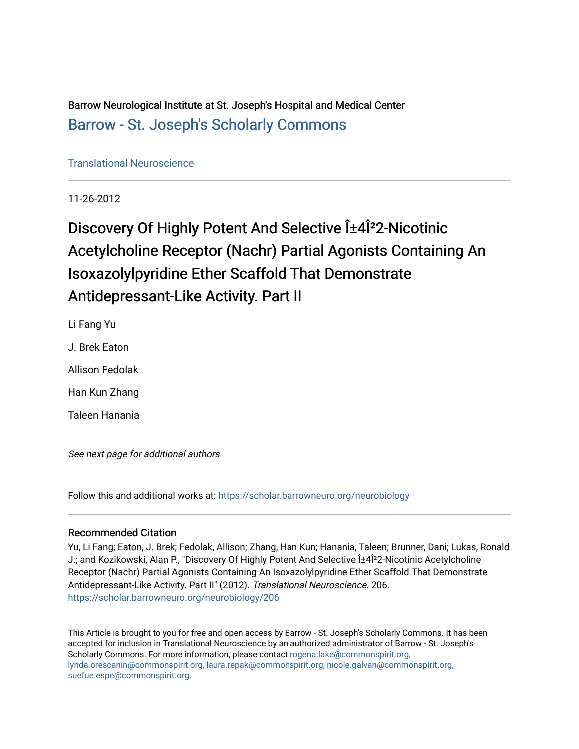Barrow Neurological Institute at St. Joseph's Hospital and Medical Center

Barrow - St. Joseph's Scholarly Commons

Translational Neuroscience

11-26-2012

# Discovery Of Highly Potent And Selective Î±4Î²2-Nicotinic Acetylcholine Receptor (Nachr) Partial Agonists Containing An Isoxazolylpyridine Ether Scaffold That Demonstrate Antidepressant-Like Activity. Part II

Li Fang Yu

J. Brek Eaton

Allison Fedolak

Han Kun Zhang

Taleen Hanania

*See next page for additional authors*

Follow this and additional works at: https://scholar.barrowneuro.org/neurobiology

## Recommended Citation

Yu, Li Fang; Eaton, J. Brek; Fedolak, Allison; Zhang, Han Kun; Hanania, Taleen; Brunner, Dani; Lukas, Ronald J.; and Kozikowski, Alan P., "Discovery Of Highly Potent And Selective Î±4Î²2-Nicotinic Acetylcholine Receptor (Nachr) Partial Agonists Containing An Isoxazolylpyridine Ether Scaffold That Demonstrate Antidepressant-Like Activity. Part II" (2012). *Translational Neuroscience*. 206.
https://scholar.barrowneuro.org/neurobiology/206

This Article is brought to you for free and open access by Barrow - St. Joseph's Scholarly Commons. It has been accepted for inclusion in Translational Neuroscience by an authorized administrator of Barrow - St. Joseph's Scholarly Commons. For more information, please contact rogena.lake@commonspirit.org, lynda.orescanin@commonspirit.org, laura.repak@commonspirit.org, nicole.galvan@commonspirit.org, suefue.espe@commonspirit.org.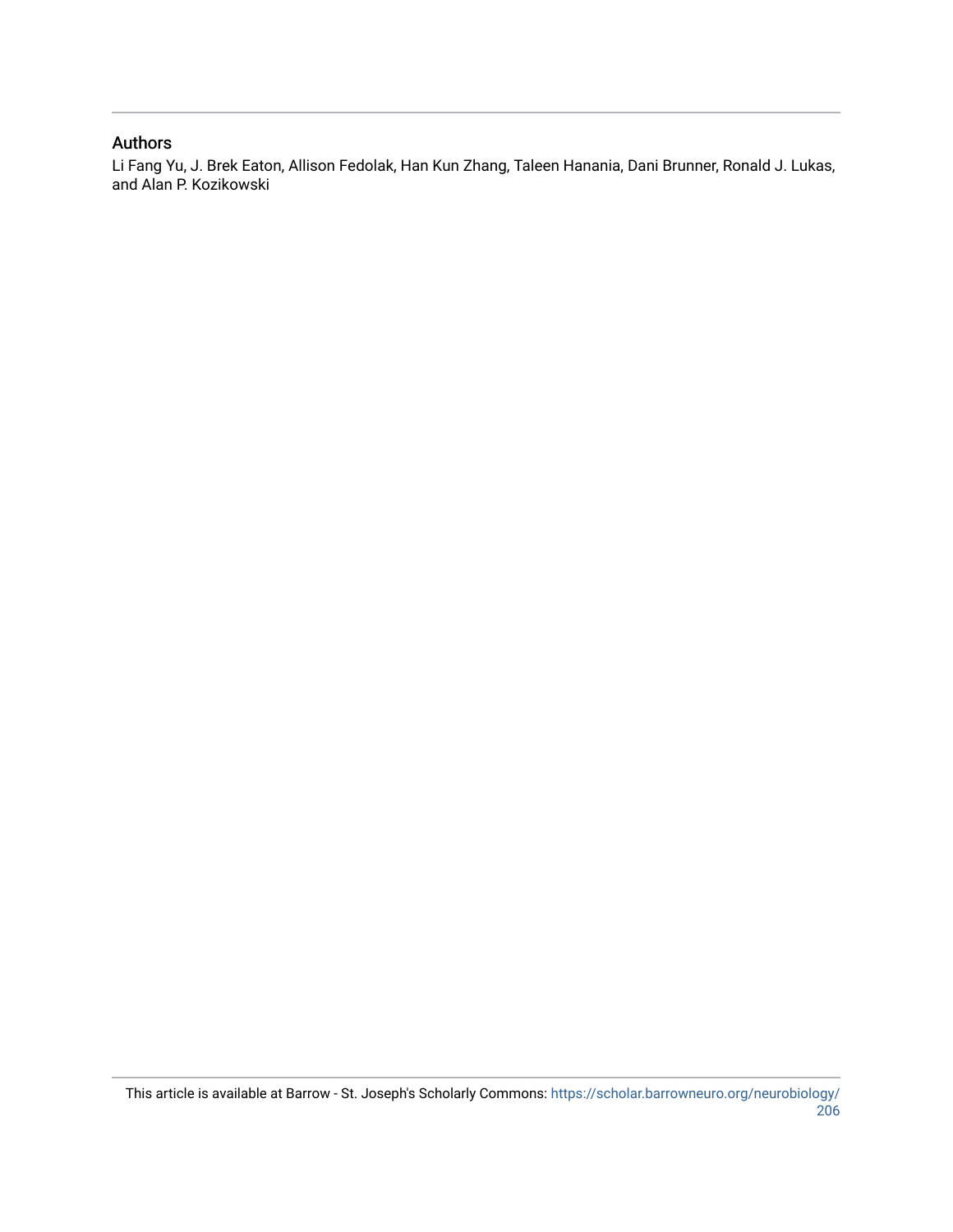## Authors

Li Fang Yu, J. Brek Eaton, Allison Fedolak, Han Kun Zhang, Taleen Hanania, Dani Brunner, Ronald J. Lukas, and Alan P. Kozikowski

This article is available at Barrow - St. Joseph's Scholarly Commons: https://scholar.barrowneuro.org/neurobiology/206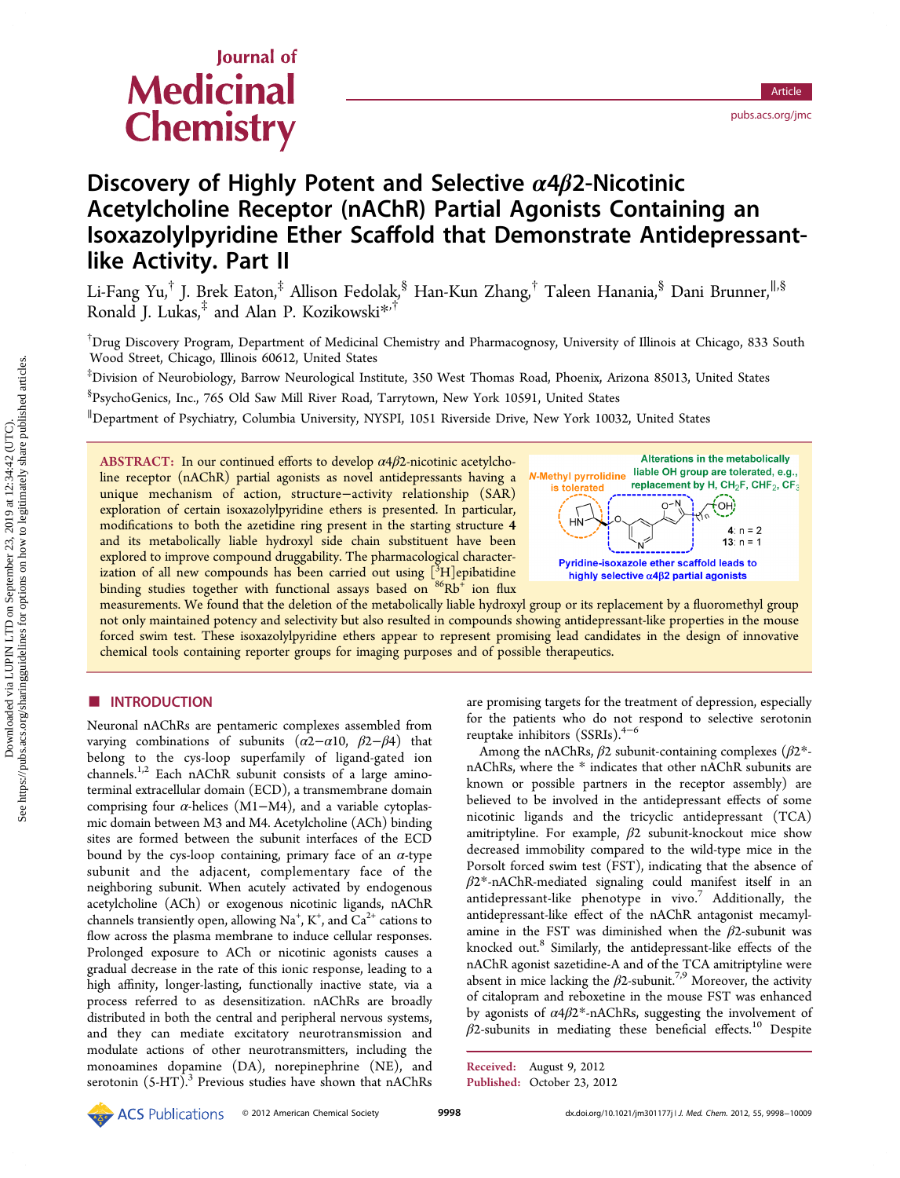# Discovery of Highly Potent and Selective α4β2-Nicotinic Acetylcholine Receptor (nAChR) Partial Agonists Containing an Isoxazolylpyridine Ether Scaffold that Demonstrate Antidepressant-like Activity. Part II

Li-Fang Yu,[†] J. Brek Eaton,[‡] Allison Fedolak,[§] Han-Kun Zhang,[†] Taleen Hanania,[§] Dani Brunner,[∥,§] Ronald J. Lukas,[‡] and Alan P. Kozikowski*[,†]

[†]Drug Discovery Program, Department of Medicinal Chemistry and Pharmacognosy, University of Illinois at Chicago, 833 South Wood Street, Chicago, Illinois 60612, United States

[‡]Division of Neurobiology, Barrow Neurological Institute, 350 West Thomas Road, Phoenix, Arizona 85013, United States

[§]PsychoGenics, Inc., 765 Old Saw Mill River Road, Tarrytown, New York 10591, United States

[∥]Department of Psychiatry, Columbia University, NYSPI, 1051 Riverside Drive, New York 10032, United States

**ABSTRACT:** In our continued efforts to develop α4β2-nicotinic acetylcholine receptor (nAChR) partial agonists as novel antidepressants having a unique mechanism of action, structure−activity relationship (SAR) exploration of certain isoxazolylpyridine ethers is presented. In particular, modifications to both the azetidine ring present in the starting structure **4** and its metabolically liable hydroxyl side chain substituent have been explored to improve compound druggability. The pharmacological characterization of all new compounds has been carried out using [$^3$H]epibatidine binding studies together with functional assays based on $^{86}Rb^+$ ion flux measurements. We found that the deletion of the metabolically liable hydroxyl group or its replacement by a fluoromethyl group not only maintained potency and selectivity but also resulted in compounds showing antidepressant-like properties in the mouse forced swim test. These isoxazolylpyridine ethers appear to represent promising lead candidates in the design of innovative chemical tools containing reporter groups for imaging purposes and of possible therapeutics.

## ■ INTRODUCTION

Neuronal nAChRs are pentameric complexes assembled from varying combinations of subunits (α2−α10, β2−β4) that belong to the cys-loop superfamily of ligand-gated ion channels.[1,2] Each nAChR subunit consists of a large amino-terminal extracellular domain (ECD), a transmembrane domain comprising four α-helices (M1−M4), and a variable cytoplasmic domain between M3 and M4. Acetylcholine (ACh) binding sites are formed between the subunit interfaces of the ECD bound by the cys-loop containing, primary face of an α-type subunit and the adjacent, complementary face of the neighboring subunit. When acutely activated by endogenous acetylcholine (ACh) or exogenous nicotinic ligands, nAChR channels transiently open, allowing $Na^+$, $K^+$, and $Ca^{2+}$ cations to flow across the plasma membrane to induce cellular responses. Prolonged exposure to ACh or nicotinic agonists causes a gradual decrease in the rate of this ionic response, leading to a high affinity, longer-lasting, functionally inactive state, via a process referred to as desensitization. nAChRs are broadly distributed in both the central and peripheral nervous systems, and they can mediate excitatory neurotransmission and modulate actions of other neurotransmitters, including the monoamines dopamine (DA), norepinephrine (NE), and serotonin (5-HT).[3] Previous studies have shown that nAChRs are promising targets for the treatment of depression, especially for the patients who do not respond to selective serotonin reuptake inhibitors (SSRIs).[4−6]

Among the nAChRs, β2 subunit-containing complexes (β2*-nAChRs, where the * indicates that other nAChR subunits are known or possible partners in the receptor assembly) are believed to be involved in the antidepressant effects of some nicotinic ligands and the tricyclic antidepressant (TCA) amitriptyline. For example, β2 subunit-knockout mice show decreased immobility compared to the wild-type mice in the Porsolt forced swim test (FST), indicating that the absence of β2*-nAChR-mediated signaling could manifest itself in an antidepressant-like phenotype in vivo.[7] Additionally, the antidepressant-like effect of the nAChR antagonist mecamylamine in the FST was diminished when the β2-subunit was knocked out.[8] Similarly, the antidepressant-like effects of the nAChR agonist sazetidine-A and of the TCA amitriptyline were absent in mice lacking the β2-subunit.[7,9] Moreover, the activity of citalopram and reboxetine in the mouse FST was enhanced by agonists of α4β2*-nAChRs, suggesting the involvement of β2-subunits in mediating these beneficial effects.[10] Despite

Received: August 9, 2012
Published: October 23, 2012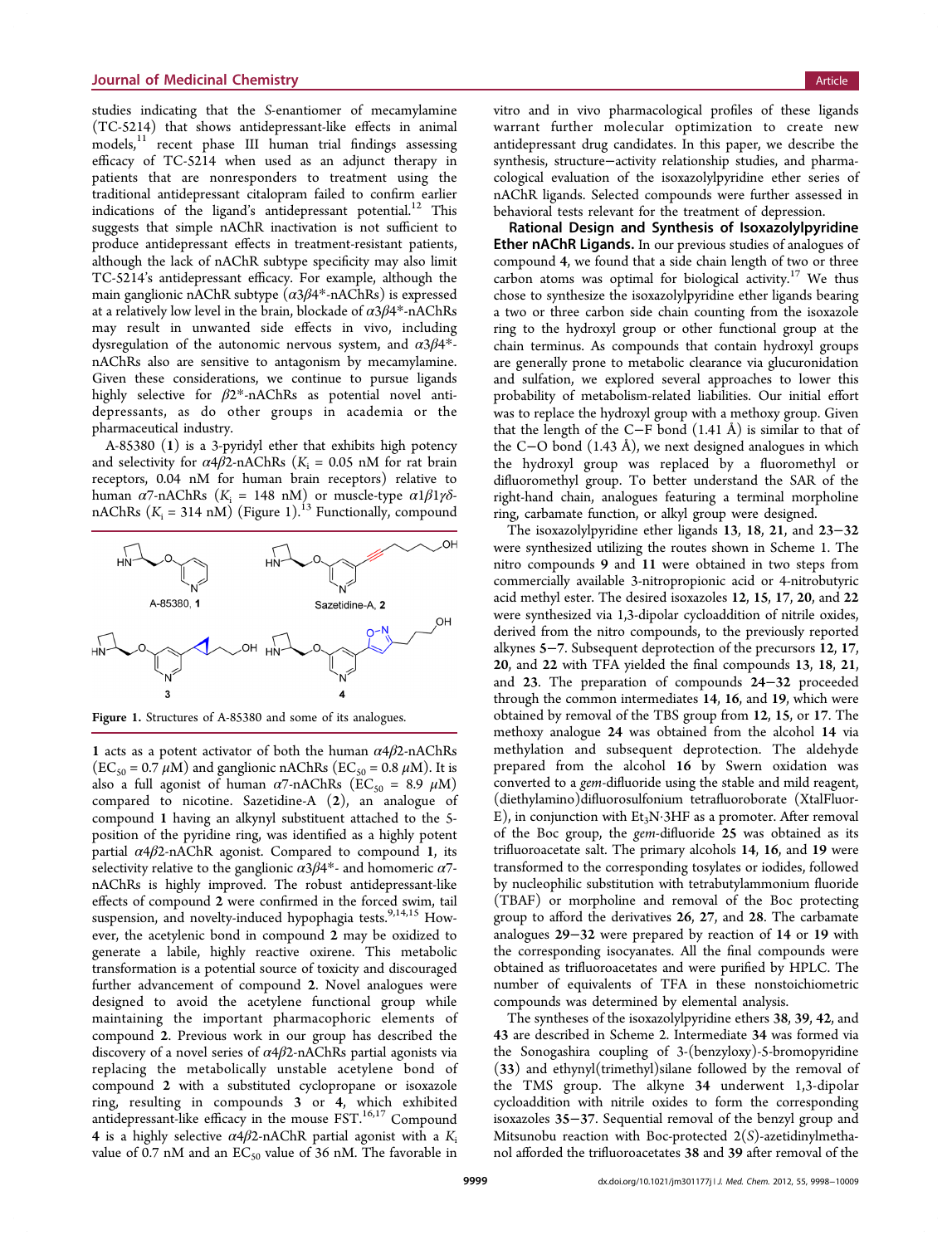studies indicating that the *S*-enantiomer of mecamylamine (TC-5214) that shows antidepressant-like effects in animal models,[11] recent phase III human trial findings assessing efficacy of TC-5214 when used as an adjunct therapy in patients that are nonresponders to treatment using the traditional antidepressant citalopram failed to confirm earlier indications of the ligand's antidepressant potential.[12] This suggests that simple nAChR inactivation is not sufficient to produce antidepressant effects in treatment-resistant patients, although the lack of nAChR subtype specificity may also limit TC-5214's antidepressant efficacy. For example, although the main ganglionic nAChR subtype ($\alpha3\beta4$*-nAChRs) is expressed at a relatively low level in the brain, blockade of $\alpha3\beta4$*-nAChRs may result in unwanted side effects in vivo, including dysregulation of the autonomic nervous system, and $\alpha3\beta4$*-nAChRs also are sensitive to antagonism by mecamylamine. Given these considerations, we continue to pursue ligands highly selective for $\beta2$*-nAChRs as potential novel antidepressants, as do other groups in academia or the pharmaceutical industry.

A-85380 (**1**) is a 3-pyridyl ether that exhibits high potency and selectivity for $\alpha4\beta2$-nAChRs ($K_i$ = 0.05 nM for rat brain receptors, 0.04 nM for human brain receptors) relative to human $\alpha7$-nAChRs ($K_i$ = 148 nM) or muscle-type $\alpha1\beta1\gamma\delta$-nAChRs ($K_i$ = 314 nM) (Figure 1).[13] Functionally, compound **1** acts as a potent activator of both the human $\alpha4\beta2$-nAChRs ($EC_{50}$ = 0.7 $\mu$M) and ganglionic nAChRs ($EC_{50}$ = 0.8 $\mu$M). It is also a full agonist of human $\alpha7$-nAChRs ($EC_{50}$ = 8.9 $\mu$M) compared to nicotine. Sazetidine-A (**2**), an analogue of compound **1** having an alkynyl substituent attached to the 5-position of the pyridine ring, was identified as a highly potent partial $\alpha4\beta2$-nAChR agonist. Compared to compound **1**, its selectivity relative to the ganglionic $\alpha3\beta4$*- and homomeric $\alpha7$-nAChRs is highly improved. The robust antidepressant-like effects of compound **2** were confirmed in the forced swim, tail suspension, and novelty-induced hypophagia tests.[9,14,15] However, the acetylenic bond in compound **2** may be oxidized to generate a labile, highly reactive oxirene. This metabolic transformation is a potential source of toxicity and discouraged further advancement of compound **2**. Novel analogues were designed to avoid the acetylene functional group while maintaining the important pharmacophoric elements of compound **2**. Previous work in our group has described the discovery of a novel series of $\alpha4\beta2$-nAChRs partial agonists via replacing the metabolically unstable acetylene bond of compound **2** with a substituted cyclopropane or isoxazole ring, resulting in compounds **3** or **4**, which exhibited antidepressant-like efficacy in the mouse FST.[16,17] Compound **4** is a highly selective $\alpha4\beta2$-nAChR partial agonist with a $K_i$ value of 0.7 nM and an $EC_{50}$ value of 36 nM. The favorable in

Figure 1. Structures of A-85380 and some of its analogues.

vitro and in vivo pharmacological profiles of these ligands warrant further molecular optimization to create new antidepressant drug candidates. In this paper, we describe the synthesis, structure–activity relationship studies, and pharmacological evaluation of the isoxazolylpyridine ether series of nAChR ligands. Selected compounds were further assessed in behavioral tests relevant for the treatment of depression.

**Rational Design and Synthesis of Isoxazolylpyridine Ether nAChR Ligands.** In our previous studies of analogues of compound **4**, we found that a side chain length of two or three carbon atoms was optimal for biological activity.[17] We thus chose to synthesize the isoxazolylpyridine ether ligands bearing a two or three carbon side chain counting from the isoxazole ring to the hydroxyl group or other functional group at the chain terminus. As compounds that contain hydroxyl groups are generally prone to metabolic clearance via glucuronidation and sulfation, we explored several approaches to lower this probability of metabolism-related liabilities. Our initial effort was to replace the hydroxyl group with a methoxy group. Given that the length of the C–F bond (1.41 Å) is similar to that of the C–O bond (1.43 Å), we next designed analogues in which the hydroxyl group was replaced by a fluoromethyl or difluoromethyl group. To better understand the SAR of the right-hand chain, analogues featuring a terminal morpholine ring, carbamate function, or alkyl group were designed.

The isoxazolylpyridine ether ligands **13**, **18**, **21**, and **23**–**32** were synthesized utilizing the routes shown in Scheme 1. The nitro compounds **9** and **11** were obtained in two steps from commercially available 3-nitropropionic acid or 4-nitrobutyric acid methyl ester. The desired isoxazoles **12**, **15**, **17**, **20**, and **22** were synthesized via 1,3-dipolar cycloaddition of nitrile oxides, derived from the nitro compounds, to the previously reported alkynes **5**–**7**. Subsequent deprotection of the precursors **12**, **17**, **20**, and **22** with TFA yielded the final compounds **13**, **18**, **21**, and **23**. The preparation of compounds **24**–**32** proceeded through the common intermediates **14**, **16**, and **19**, which were obtained by removal of the TBS group from **12**, **15**, or **17**. The methoxy analogue **24** was obtained from the alcohol **14** via methylation and subsequent deprotection. The aldehyde prepared from the alcohol **16** by Swern oxidation was converted to a *gem*-difluoride using the stable and mild reagent, (diethylamino)difluorosulfonium tetrafluoroborate (XtalFluor-E), in conjunction with $Et_3N\cdot3HF$ as a promoter. After removal of the Boc group, the *gem*-difluoride **25** was obtained as its trifluoroacetate salt. The primary alcohols **14**, **16**, and **19** were transformed to the corresponding tosylates or iodides, followed by nucleophilic substitution with tetrabutylammonium fluoride (TBAF) or morpholine and removal of the Boc protecting group to afford the derivatives **26**, **27**, and **28**. The carbamate analogues **29**–**32** were prepared by reaction of **14** or **19** with the corresponding isocyanates. All the final compounds were obtained as trifluoroacetates and were purified by HPLC. The number of equivalents of TFA in these nonstoichiometric compounds was determined by elemental analysis.

The syntheses of the isoxazolylpyridine ethers **38**, **39**, **42**, and **43** are described in Scheme 2. Intermediate **34** was formed via the Sonogashira coupling of 3-(benzyloxy)-5-bromopyridine (**33**) and ethynyl(trimethyl)silane followed by the removal of the TMS group. The alkyne **34** underwent 1,3-dipolar cycloaddition with nitrile oxides to form the corresponding isoxazoles **35**–**37**. Sequential removal of the benzyl group and Mitsunobu reaction with Boc-protected 2(*S*)-azetidinylmethanol afforded the trifluoroacetates **38** and **39** after removal of the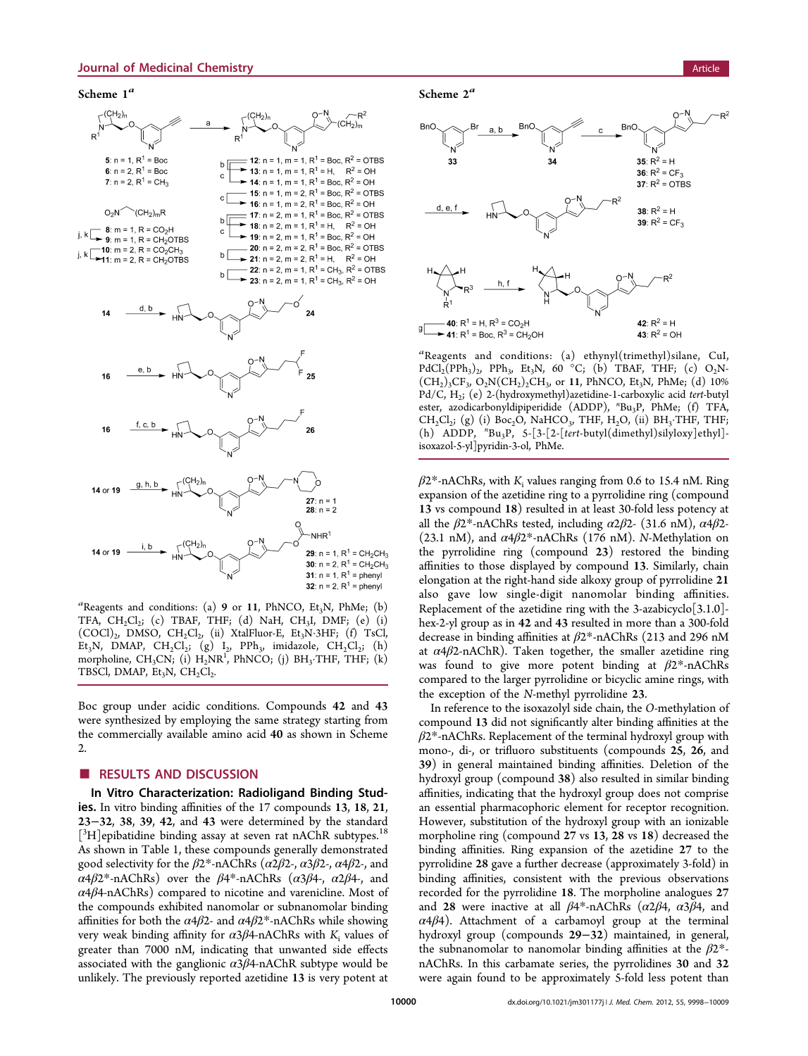### Scheme 1[a]

[a]Reagents and conditions: (a) **9** or **11**, PhNCO, $Et_3N$, PhMe; (b) TFA, $CH_2Cl_2$; (c) TBAF, THF; (d) NaH, $CH_3I$, DMF; (e) (i) $(COCl)_2$, DMSO, $CH_2Cl_2$, (ii) XtalFluor-E, $Et_3N{\cdot}3HF$; (f) TsCl, $Et_3N$, DMAP, $CH_2Cl_2$; (g) $I_2$, $PPh_3$, imidazole, $CH_2Cl_2$; (h) morpholine, $CH_3CN$; (i) $H_2NR^1$, PhNCO; (j) $BH_3{\cdot}THF$, THF; (k) TBSCl, DMAP, $Et_3N$, $CH_2Cl_2$.

Boc group under acidic conditions. Compounds **42** and **43** were synthesized by employing the same strategy starting from the commercially available amino acid **40** as shown in Scheme 2.

### Scheme 2[a]

[a]Reagents and conditions: (a) ethynyl(trimethyl)silane, CuI, $PdCl_2(PPh_3)_2$, $PPh_3$, $Et_3N$, 60 °C; (b) TBAF, THF; (c) $O_2N$-$(CH_2)_3CF_3$, $O_2N(CH_2)_2CH_3$, or **11**, PhNCO, $Et_3N$, PhMe; (d) 10% Pd/C, $H_2$; (e) 2-(hydroxymethyl)azetidine-1-carboxylic acid *tert*-butyl ester, azodicarbonyldipiperidide (ADDP), $^n$Bu$_3$P, PhMe; (f) TFA, $CH_2Cl_2$; (g) (i) $Boc_2O$, $NaHCO_3$, THF, $H_2O$, (ii) $BH_3{\cdot}THF$, THF; (h) ADDP, $^n$Bu$_3$P, 5-[3-[2-[*tert*-butyl(dimethyl)silyloxy]ethyl]-isoxazol-5-yl]pyridin-3-ol, PhMe.

## ■ RESULTS AND DISCUSSION

**In Vitro Characterization: Radioligand Binding Studies.** In vitro binding affinities of the 17 compounds **13**, **18**, **21**, **23**–**32**, **38**, **39**, **42**, and **43** were determined by the standard [$^3$H]epibatidine binding assay at seven rat nAChR subtypes.[18] As shown in Table 1, these compounds generally demonstrated good selectivity for the β2*-nAChRs (α2β2-, α3β2-, α4β2-, and α4β2*-nAChRs) over the β4*-nAChRs (α3β4-, α2β4-, and α4β4-nAChRs) compared to nicotine and varenicline. Most of the compounds exhibited nanomolar or subnanomolar binding affinities for both the α4β2- and α4β2*-nAChRs while showing very weak binding affinity for α3β4-nAChRs with $K_i$ values of greater than 7000 nM, indicating that unwanted side effects associated with the ganglionic α3β4-nAChR subtype would be unlikely. The previously reported azetidine **13** is very potent at β2*-nAChRs, with $K_i$ values ranging from 0.6 to 15.4 nM. Ring expansion of the azetidine ring to a pyrrolidine ring (compound **13** vs compound **18**) resulted in at least 30-fold less potency at all the β2*-nAChRs tested, including α2β2- (31.6 nM), α4β2- (23.1 nM), and α4β2*-nAChRs (176 nM). *N*-Methylation on the pyrrolidine ring (compound **23**) restored the binding affinities to those displayed by compound **13**. Similarly, chain elongation at the right-hand side alkoxy group of pyrrolidine **21** also gave low single-digit nanomolar binding affinities. Replacement of the azetidine ring with the 3-azabicyclo[3.1.0]-hex-2-yl group as in **42** and **43** resulted in more than a 300-fold decrease in binding affinities at β2*-nAChRs (213 and 296 nM at α4β2-nAChR). Taken together, the smaller azetidine ring was found to give more potent binding at β2*-nAChRs compared to the larger pyrrolidine or bicyclic amine rings, with the exception of the *N*-methyl pyrrolidine **23**.

In reference to the isoxazolyl side chain, the *O*-methylation of compound **13** did not significantly alter binding affinities at the β2*-nAChRs. Replacement of the terminal hydroxyl group with mono-, di-, or trifluoro substituents (compounds **25**, **26**, and **39**) in general maintained binding affinities. Deletion of the hydroxyl group (compound **38**) also resulted in similar binding affinities, indicating that the hydroxyl group does not comprise an essential pharmacophoric element for receptor recognition. However, substitution of the hydroxyl group with an ionizable morpholine ring (compound **27** vs **13**, **28** vs **18**) decreased the binding affinities. Ring expansion of the azetidine **27** to the pyrrolidine **28** gave a further decrease (approximately 3-fold) in binding affinities, consistent with the previous observations recorded for the pyrrolidine **18**. The morpholine analogues **27** and **28** were inactive at all β4*-nAChRs (α2β4, α3β4, and α4β4). Attachment of a carbamoyl group at the terminal hydroxyl group (compounds **29**–**32**) maintained, in general, the subnanomolar to nanomolar binding affinities at the β2*-nAChRs. In this carbamate series, the pyrrolidines **30** and **32** were again found to be approximately 5-fold less potent than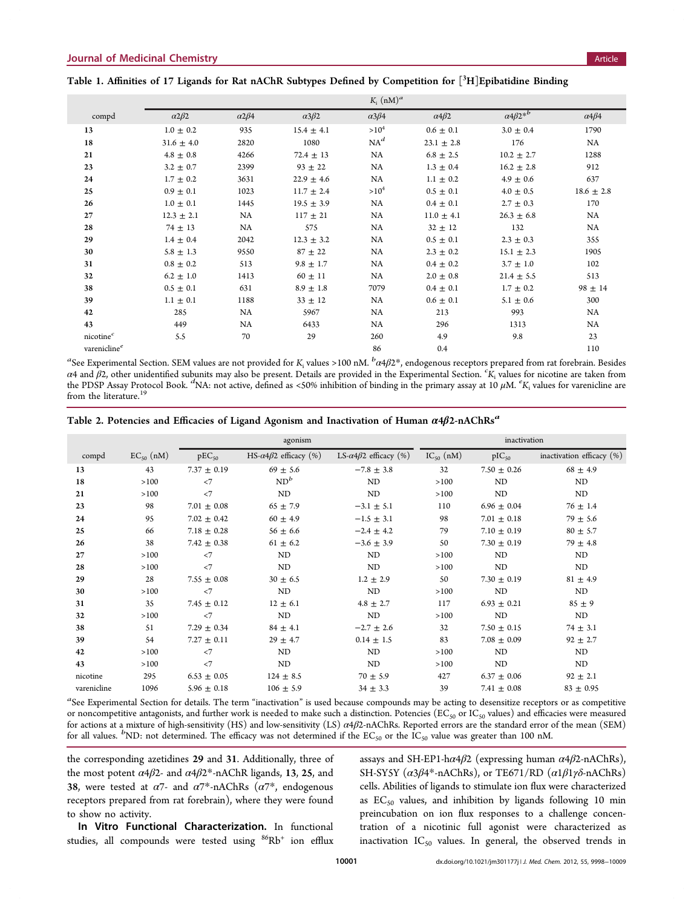Table 1. Affinities of 17 Ligands for Rat nAChR Subtypes Defined by Competition for [$^3$H]Epibatidine Binding

| | $K_i$ (nM)[a] | | | | | | |
|---|---|---|---|---|---|---|---|
| compd | $\alpha2\beta2$ | $\alpha2\beta4$ | $\alpha3\beta2$ | $\alpha3\beta4$ | $\alpha4\beta2$ | $\alpha4\beta2^*$[b] | $\alpha4\beta4$ |
| **13** | 1.0 ± 0.2 | 935 | 15.4 ± 4.1 | >10$^4$ | 0.6 ± 0.1 | 3.0 ± 0.4 | 1790 |
| **18** | 31.6 ± 4.0 | 2820 | 1080 | NA[d] | 23.1 ± 2.8 | 176 | NA |
| **21** | 4.8 ± 0.8 | 4266 | 72.4 ± 13 | NA | 6.8 ± 2.5 | 10.2 ± 2.7 | 1288 |
| **23** | 3.2 ± 0.7 | 2399 | 93 ± 22 | NA | 1.3 ± 0.4 | 16.2 ± 2.8 | 912 |
| **24** | 1.7 ± 0.2 | 3631 | 22.9 ± 4.6 | NA | 1.1 ± 0.2 | 4.9 ± 0.6 | 637 |
| **25** | 0.9 ± 0.1 | 1023 | 11.7 ± 2.4 | >10$^4$ | 0.5 ± 0.1 | 4.0 ± 0.5 | 18.6 ± 2.8 |
| **26** | 1.0 ± 0.1 | 1445 | 19.5 ± 3.9 | NA | 0.4 ± 0.1 | 2.7 ± 0.3 | 170 |
| **27** | 12.3 ± 2.1 | NA | 117 ± 21 | NA | 11.0 ± 4.1 | 26.3 ± 6.8 | NA |
| **28** | 74 ± 13 | NA | 575 | NA | 32 ± 12 | 132 | NA |
| **29** | 1.4 ± 0.4 | 2042 | 12.3 ± 3.2 | NA | 0.5 ± 0.1 | 2.3 ± 0.3 | 355 |
| **30** | 5.8 ± 1.3 | 9550 | 87 ± 22 | NA | 2.3 ± 0.2 | 15.1 ± 2.3 | 1905 |
| **31** | 0.8 ± 0.2 | 513 | 9.8 ± 1.7 | NA | 0.4 ± 0.2 | 3.7 ± 1.0 | 102 |
| **32** | 6.2 ± 1.0 | 1413 | 60 ± 11 | NA | 2.0 ± 0.8 | 21.4 ± 5.5 | 513 |
| **38** | 0.5 ± 0.1 | 631 | 8.9 ± 1.8 | 7079 | 0.4 ± 0.1 | 1.7 ± 0.2 | 98 ± 14 |
| **39** | 1.1 ± 0.1 | 1188 | 33 ± 12 | NA | 0.6 ± 0.1 | 5.1 ± 0.6 | 300 |
| **42** | 285 | NA | 5967 | NA | 213 | 993 | NA |
| **43** | 449 | NA | 6433 | NA | 296 | 1313 | NA |
| nicotine[c] | 5.5 | 70 | 29 | 260 | 4.9 | 9.8 | 23 |
| varenicline[e] | | | | 86 | 0.4 | | 110 |

[a]See Experimental Section. SEM values are not provided for $K_i$ values >100 nM. [b]$\alpha4\beta2^*$, endogenous receptors prepared from rat forebrain. Besides $\alpha4$ and $\beta2$, other unidentified subunits may also be present. Details are provided in the Experimental Section. [c]$K_i$ values for nicotine are taken from the PDSP Assay Protocol Book. [d]NA: not active, defined as <50% inhibition of binding in the primary assay at 10 μM. [e]$K_i$ values for varenicline are from the literature.[19]

Table 2. Potencies and Efficacies of Ligand Agonism and Inactivation of Human $\alpha4\beta2$-nAChRs[a]

| | agonism | | | | inactivation | | |
|---|---|---|---|---|---|---|---|
| compd | $EC_{50}$ (nM) | $pEC_{50}$ | HS-$\alpha4\beta2$ efficacy (%) | LS-$\alpha4\beta2$ efficacy (%) | $IC_{50}$ (nM) | $pIC_{50}$ | inactivation efficacy (%) |
| **13** | 43 | 7.37 ± 0.19 | 69 ± 5.6 | −7.8 ± 3.8 | 32 | 7.50 ± 0.26 | 68 ± 4.9 |
| **18** | >100 | <7 | ND[b] | ND | >100 | ND | ND |
| **21** | >100 | <7 | ND | ND | >100 | ND | ND |
| **23** | 98 | 7.01 ± 0.08 | 65 ± 7.9 | −3.1 ± 5.1 | 110 | 6.96 ± 0.04 | 76 ± 1.4 |
| **24** | 95 | 7.02 ± 0.42 | 60 ± 4.9 | −1.5 ± 3.1 | 98 | 7.01 ± 0.18 | 79 ± 5.6 |
| **25** | 66 | 7.18 ± 0.28 | 56 ± 6.6 | −2.4 ± 4.2 | 79 | 7.10 ± 0.19 | 80 ± 5.7 |
| **26** | 38 | 7.42 ± 0.38 | 61 ± 6.2 | −3.6 ± 3.9 | 50 | 7.30 ± 0.19 | 79 ± 4.8 |
| **27** | >100 | <7 | ND | ND | >100 | ND | ND |
| **28** | >100 | <7 | ND | ND | >100 | ND | ND |
| **29** | 28 | 7.55 ± 0.08 | 30 ± 6.5 | 1.2 ± 2.9 | 50 | 7.30 ± 0.19 | 81 ± 4.9 |
| **30** | >100 | <7 | ND | ND | >100 | ND | ND |
| **31** | 35 | 7.45 ± 0.12 | 12 ± 6.1 | 4.8 ± 2.7 | 117 | 6.93 ± 0.21 | 85 ± 9 |
| **32** | >100 | <7 | ND | ND | >100 | ND | ND |
| **38** | 51 | 7.29 ± 0.34 | 84 ± 4.1 | −2.7 ± 2.6 | 32 | 7.50 ± 0.15 | 74 ± 3.1 |
| **39** | 54 | 7.27 ± 0.11 | 29 ± 4.7 | 0.14 ± 1.5 | 83 | 7.08 ± 0.09 | 92 ± 2.7 |
| **42** | >100 | <7 | ND | ND | >100 | ND | ND |
| **43** | >100 | <7 | ND | ND | >100 | ND | ND |
| nicotine | 295 | 6.53 ± 0.05 | 124 ± 8.5 | 70 ± 5.9 | 427 | 6.37 ± 0.06 | 92 ± 2.1 |
| varenicline | 1096 | 5.96 ± 0.18 | 106 ± 5.9 | 34 ± 3.3 | 39 | 7.41 ± 0.08 | 83 ± 0.95 |

[a]See Experimental Section for details. The term "inactivation" is used because compounds may be acting to desensitize receptors or as competitive or noncompetitive antagonists, and further work is needed to make such a distinction. Potencies ($EC_{50}$ or $IC_{50}$ values) and efficacies were measured for actions at a mixture of high-sensitivity (HS) and low-sensitivity (LS) $\alpha4\beta2$-nAChRs. Reported errors are the standard error of the mean (SEM) for all values. [b]ND: not determined. The efficacy was not determined if the $EC_{50}$ or the $IC_{50}$ value was greater than 100 nM.

the corresponding azetidines **29** and **31**. Additionally, three of the most potent $\alpha4\beta2$- and $\alpha4\beta2^*$-nAChR ligands, **13**, **25**, and **38**, were tested at $\alpha7$- and $\alpha7^*$-nAChRs ($\alpha7^*$, endogenous receptors prepared from rat forebrain), where they were found to show no activity.

**In Vitro Functional Characterization.** In functional studies, all compounds were tested using $^{86}Rb^+$ ion efflux assays and SH-EP1-h$\alpha4\beta2$ (expressing human $\alpha4\beta2$-nAChRs), SH-SY5Y ($\alpha3\beta4^*$-nAChRs), or TE671/RD ($\alpha1\beta1\gamma\delta$-nAChRs) cells. Abilities of ligands to stimulate ion flux were characterized as $EC_{50}$ values, and inhibition by ligands following 10 min preincubation on ion flux responses to a challenge concentration of a nicotinic full agonist were characterized as inactivation $IC_{50}$ values. In general, the observed trends in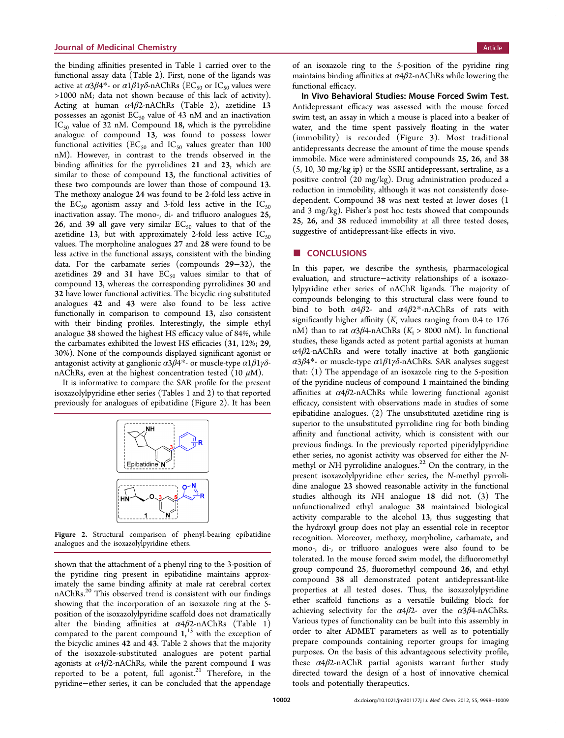the binding affinities presented in Table 1 carried over to the functional assay data (Table 2). First, none of the ligands was active at $\alpha3\beta4$*- or $\alpha1\beta1\gamma\delta$-nAChRs ($EC_{50}$ or $IC_{50}$ values were >1000 nM; data not shown because of this lack of activity). Acting at human $\alpha4\beta2$-nAChRs (Table 2), azetidine **13** possesses an agonist $EC_{50}$ value of 43 nM and an inactivation $IC_{50}$ value of 32 nM. Compound **18**, which is the pyrrolidine analogue of compound **13**, was found to possess lower functional activities ($EC_{50}$ and $IC_{50}$ values greater than 100 nM). However, in contrast to the trends observed in the binding affinities for the pyrrolidines **21** and **23**, which are similar to those of compound **13**, the functional activities of these two compounds are lower than those of compound **13**. The methoxy analogue **24** was found to be 2-fold less active in the $EC_{50}$ agonism assay and 3-fold less active in the $IC_{50}$ inactivation assay. The mono-, di- and trifluoro analogues **25**, **26**, and **39** all gave very similar $EC_{50}$ values to that of the azetidine **13**, but with approximately 2-fold less active $IC_{50}$ values. The morpholine analogues **27** and **28** were found to be less active in the functional assays, consistent with the binding data. For the carbamate series (compounds **29**–**32**), the azetidines **29** and **31** have $EC_{50}$ values similar to that of compound **13**, whereas the corresponding pyrrolidines **30** and **32** have lower functional activities. The bicyclic ring substituted analogues **42** and **43** were also found to be less active functionally in comparison to compound **13**, also consistent with their binding profiles. Interestingly, the simple ethyl analogue **38** showed the highest HS efficacy value of 84%, while the carbamates exhibited the lowest HS efficacies (**31**, 12%; **29**, 30%). None of the compounds displayed significant agonist or antagonist activity at ganglionic $\alpha3\beta4$*- or muscle-type $\alpha1\beta1\gamma\delta$-nAChRs, even at the highest concentration tested (10 $\mu$M).

It is informative to compare the SAR profile for the present isoxazolylpyridine ether series (Tables 1 and 2) to that reported previously for analogues of epibatidine (Figure 2). It has been

**Figure 2.** Structural comparison of phenyl-bearing epibatidine analogues and the isoxazolylpyridine ethers.

shown that the attachment of a phenyl ring to the 3-position of the pyridine ring present in epibatidine maintains approximately the same binding affinity at male rat cerebral cortex nAChRs.[20] This observed trend is consistent with our findings showing that the incorporation of an isoxazole ring at the 5-position of the isoxazolylpyridine scaffold does not dramatically alter the binding affinities at $\alpha4\beta2$-nAChRs (Table 1) compared to the parent compound **1**,[13] with the exception of the bicyclic amines **42** and **43**. Table 2 shows that the majority of the isoxazole-substituted analogues are potent partial agonists at $\alpha4\beta2$-nAChRs, while the parent compound **1** was reported to be a potent, full agonist.[21] Therefore, in the pyridine–ether series, it can be concluded that the appendage of an isoxazole ring to the 5-position of the pyridine ring maintains binding affinities at $\alpha4\beta2$-nAChRs while lowering the functional efficacy.

**In Vivo Behavioral Studies: Mouse Forced Swim Test.** Antidepressant efficacy was assessed with the mouse forced swim test, an assay in which a mouse is placed into a beaker of water, and the time spent passively floating in the water (immobility) is recorded (Figure 3). Most traditional antidepressants decrease the amount of time the mouse spends immobile. Mice were administered compounds **25**, **26**, and **38** (5, 10, 30 mg/kg ip) or the SSRI antidepressant, sertraline, as a positive control (20 mg/kg). Drug administration produced a reduction in immobility, although it was not consistently dose-dependent. Compound **38** was next tested at lower doses (1 and 3 mg/kg). Fisher's post hoc tests showed that compounds **25**, **26**, and **38** reduced immobility at all three tested doses, suggestive of antidepressant-like effects in vivo.

## CONCLUSIONS

In this paper, we describe the synthesis, pharmacological evaluation, and structure–activity relationships of a isoxazolylpyridine ether series of nAChR ligands. The majority of compounds belonging to this structural class were found to bind to both $\alpha4\beta2$- and $\alpha4\beta2$*-nAChRs of rats with significantly higher affinity ($K_i$ values ranging from 0.4 to 176 nM) than to rat $\alpha3\beta4$-nAChRs ($K_i$ > 8000 nM). In functional studies, these ligands acted as potent partial agonists at human $\alpha4\beta2$-nAChRs and were totally inactive at both ganglionic $\alpha3\beta4$*- or muscle-type $\alpha1\beta1\gamma\delta$-nAChRs. SAR analyses suggest that: (1) The appendage of an isoxazole ring to the 5-position of the pyridine nucleus of compound **1** maintained the binding affinities at $\alpha4\beta2$-nAChRs while lowering functional agonist efficacy, consistent with observations made in studies of some epibatidine analogues. (2) The unsubstituted azetidine ring is superior to the unsubstituted pyrrolidine ring for both binding affinity and functional activity, which is consistent with our previous findings. In the previously reported piperidylpyridine ether series, no agonist activity was observed for either the *N*-methyl or *NH* pyrrolidine analogues.[22] On the contrary, in the present isoxazolylpyridine ether series, the *N*-methyl pyrrolidine analogue **23** showed reasonable activity in the functional studies although its *NH* analogue **18** did not. (3) The unfunctionalized ethyl analogue **38** maintained biological activity comparable to the alcohol **13**, thus suggesting that the hydroxyl group does not play an essential role in receptor recognition. Moreover, methoxy, morpholine, carbamate, and mono-, di-, or trifluoro analogues were also found to be tolerated. In the mouse forced swim model, the difluoromethyl group compound **25**, fluoromethyl compound **26**, and ethyl compound **38** all demonstrated potent antidepressant-like properties at all tested doses. Thus, the isoxazolylpyridine ether scaffold functions as a versatile building block for achieving selectivity for the $\alpha4\beta2$- over the $\alpha3\beta4$-nAChRs. Various types of functionality can be built into this assembly in order to alter ADMET parameters as well as to potentially prepare compounds containing reporter groups for imaging purposes. On the basis of this advantageous selectivity profile, these $\alpha4\beta2$-nAChR partial agonists warrant further study directed toward the design of a host of innovative chemical tools and potentially therapeutics.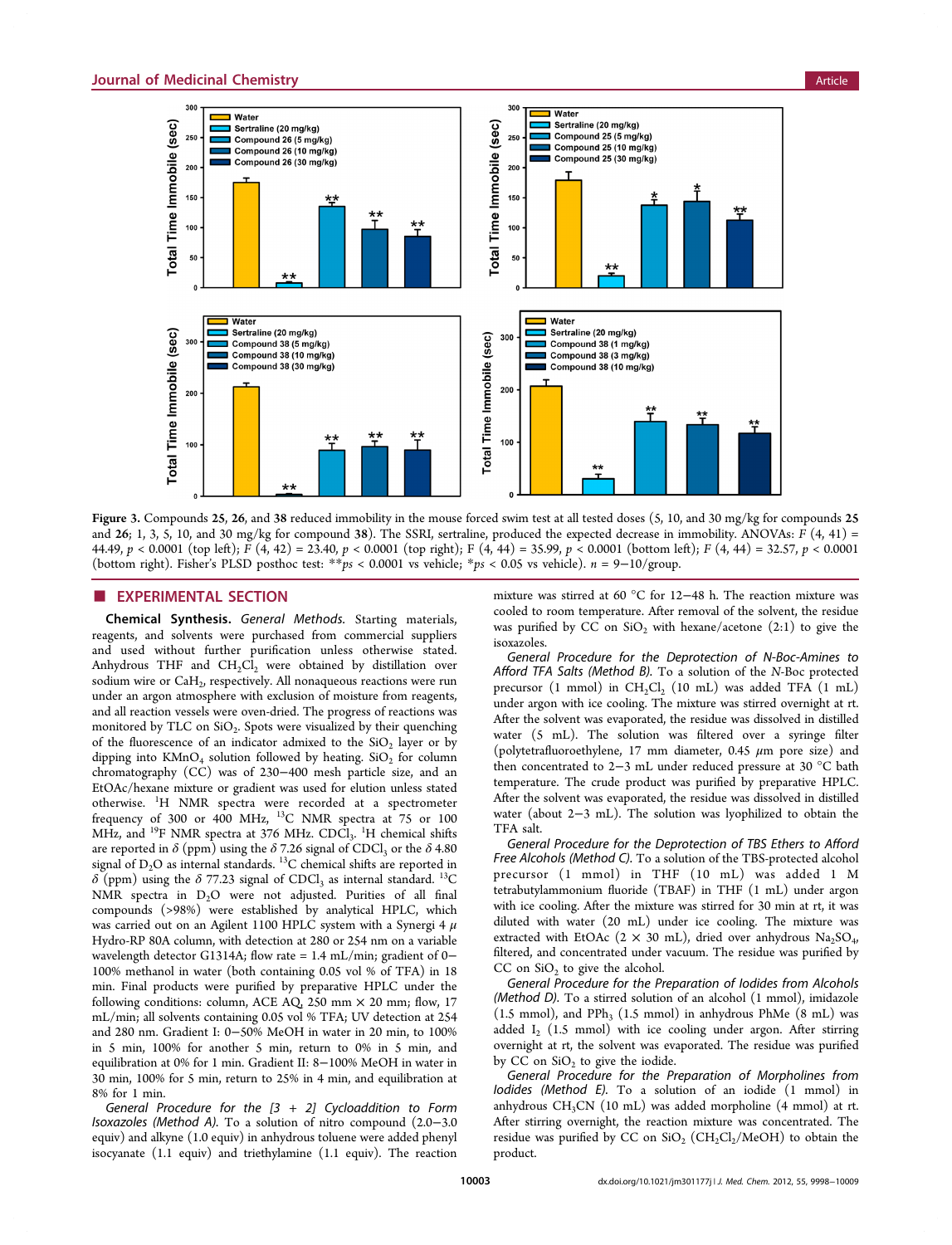**Figure 3.** Compounds **25**, **26**, and **38** reduced immobility in the mouse forced swim test at all tested doses (5, 10, and 30 mg/kg for compounds **25** and **26**; 1, 3, 5, 10, and 30 mg/kg for compound **38**). The SSRI, sertraline, produced the expected decrease in immobility. ANOVAs: $F$ (4, 41) = 44.49, $p < 0.0001$ (top left); $F$ (4, 42) = 23.40, $p < 0.0001$ (top right); F (4, 44) = 35.99, $p < 0.0001$ (bottom left); $F$ (4, 44) = 32.57, $p < 0.0001$ (bottom right). Fisher's PLSD posthoc test: $^{**}ps < 0.0001$ vs vehicle; $^{*}ps < 0.05$ vs vehicle). $n$ = 9−10/group.

## EXPERIMENTAL SECTION

**Chemical Synthesis.** *General Methods.* Starting materials, reagents, and solvents were purchased from commercial suppliers and used without further purification unless otherwise stated. Anhydrous THF and $CH_2Cl_2$ were obtained by distillation over sodium wire or $CaH_2$, respectively. All nonaqueous reactions were run under an argon atmosphere with exclusion of moisture from reagents, and all reaction vessels were oven-dried. The progress of reactions was monitored by TLC on $SiO_2$. Spots were visualized by their quenching of the fluorescence of an indicator admixed to the $SiO_2$ layer or by dipping into $KMnO_4$ solution followed by heating. $SiO_2$ for column chromatography (CC) was of 230−400 mesh particle size, and an EtOAc/hexane mixture or gradient was used for elution unless stated otherwise. $^{1}$H NMR spectra were recorded at a spectrometer frequency of 300 or 400 MHz, $^{13}$C NMR spectra at 75 or 100 MHz, and $^{19}$F NMR spectra at 376 MHz. $CDCl_3$. $^{1}$H chemical shifts are reported in δ (ppm) using the δ 7.26 signal of $CDCl_3$ or the δ 4.80 signal of $D_2O$ as internal standards. $^{13}$C chemical shifts are reported in δ (ppm) using the δ 77.23 signal of $CDCl_3$ as internal standard. $^{13}$C NMR spectra in $D_2O$ were not adjusted. Purities of all final compounds (>98%) were established by analytical HPLC, which was carried out on an Agilent 1100 HPLC system with a Synergi 4 μ Hydro-RP 80A column, with detection at 280 or 254 nm on a variable wavelength detector G1314A; flow rate = 1.4 mL/min; gradient of 0−100% methanol in water (both containing 0.05 vol % of TFA) in 18 min. Final products were purified by preparative HPLC under the following conditions: column, ACE AQ, 250 mm × 20 mm; flow, 17 mL/min; all solvents containing 0.05 vol % TFA; UV detection at 254 and 280 nm. Gradient I: 0−50% MeOH in water in 20 min, to 100% in 5 min, 100% for another 5 min, return to 0% in 5 min, and equilibration at 0% for 1 min. Gradient II: 8−100% MeOH in water in 30 min, 100% for 5 min, return to 25% in 4 min, and equilibration at 8% for 1 min.

*General Procedure for the [3 + 2] Cycloaddition to Form Isoxazoles (Method A).* To a solution of nitro compound (2.0−3.0 equiv) and alkyne (1.0 equiv) in anhydrous toluene were added phenyl isocyanate (1.1 equiv) and triethylamine (1.1 equiv). The reaction mixture was stirred at 60 °C for 12−48 h. The reaction mixture was cooled to room temperature. After removal of the solvent, the residue was purified by CC on $SiO_2$ with hexane/acetone (2:1) to give the isoxazoles.

*General Procedure for the Deprotection of N-Boc-Amines to Afford TFA Salts (Method B).* To a solution of the *N*-Boc protected precursor (1 mmol) in $CH_2Cl_2$ (10 mL) was added TFA (1 mL) under argon with ice cooling. The mixture was stirred overnight at rt. After the solvent was evaporated, the residue was dissolved in distilled water (5 mL). The solution was filtered over a syringe filter (polytetrafluoroethylene, 17 mm diameter, 0.45 μm pore size) and then concentrated to 2−3 mL under reduced pressure at 30 °C bath temperature. The crude product was purified by preparative HPLC. After the solvent was evaporated, the residue was dissolved in distilled water (about 2−3 mL). The solution was lyophilized to obtain the TFA salt.

*General Procedure for the Deprotection of TBS Ethers to Afford Free Alcohols (Method C).* To a solution of the TBS-protected alcohol precursor (1 mmol) in THF (10 mL) was added 1 M tetrabutylammonium fluoride (TBAF) in THF (1 mL) under argon with ice cooling. After the mixture was stirred for 30 min at rt, it was diluted with water (20 mL) under ice cooling. The mixture was extracted with EtOAc (2 × 30 mL), dried over anhydrous $Na_2SO_4$, filtered, and concentrated under vacuum. The residue was purified by CC on $SiO_2$ to give the alcohol.

*General Procedure for the Preparation of Iodides from Alcohols (Method D).* To a stirred solution of an alcohol (1 mmol), imidazole (1.5 mmol), and $PPh_3$ (1.5 mmol) in anhydrous PhMe (8 mL) was added $I_2$ (1.5 mmol) with ice cooling under argon. After stirring overnight at rt, the solvent was evaporated. The residue was purified by CC on $SiO_2$ to give the iodide.

*General Procedure for the Preparation of Morpholines from Iodides (Method E).* To a solution of an iodide (1 mmol) in anhydrous $CH_3CN$ (10 mL) was added morpholine (4 mmol) at rt. After stirring overnight, the reaction mixture was concentrated. The residue was purified by CC on $SiO_2$ ($CH_2Cl_2$/MeOH) to obtain the product.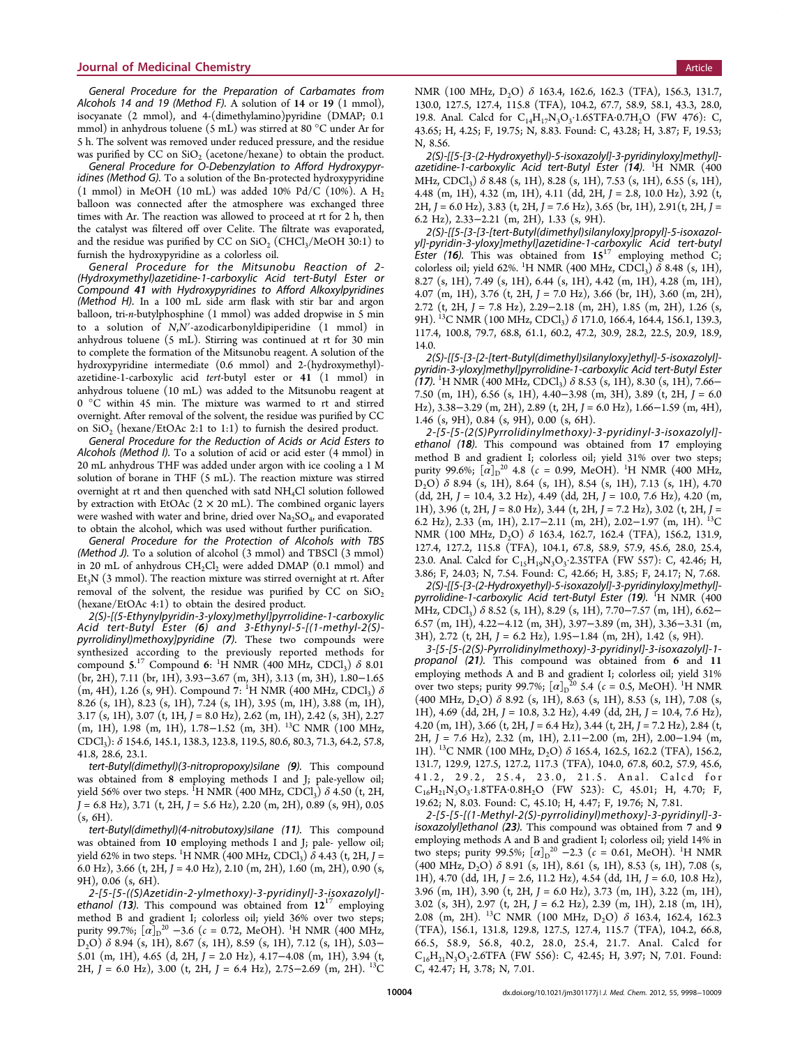*General Procedure for the Preparation of Carbamates from Alcohols 14 and 19 (Method F).* A solution of **14** or **19** (1 mmol), isocyanate (2 mmol), and 4-(dimethylamino)pyridine (DMAP; 0.1 mmol) in anhydrous toluene (5 mL) was stirred at 80 °C under Ar for 5 h. The solvent was removed under reduced pressure, and the residue was purified by CC on $SiO_2$ (acetone/hexane) to obtain the product.

*General Procedure for O-Debenzylation to Afford Hydroxypyridines (Method G).* To a solution of the Bn-protected hydroxypyridine (1 mmol) in MeOH (10 mL) was added 10% Pd/C (10%). A $H_2$ balloon was connected after the atmosphere was exchanged three times with Ar. The reaction was allowed to proceed at rt for 2 h, then the catalyst was filtered off over Celite. The filtrate was evaporated, and the residue was purified by CC on $SiO_2$ ($CHCl_3$/MeOH 30:1) to furnish the hydroxypyridine as a colorless oil.

*General Procedure for the Mitsunobu Reaction of 2-(Hydroxymethyl)azetidine-1-carboxylic Acid tert-Butyl Ester or Compound 41 with Hydroxypyridines to Afford Alkoxylpyridines (Method H).* In a 100 mL side arm flask with stir bar and argon balloon, tri-*n*-butylphosphine (1 mmol) was added dropwise in 5 min to a solution of *N*,*N*′-azodicarbonyldipiperidine (1 mmol) in anhydrous toluene (5 mL). Stirring was continued at rt for 30 min to complete the formation of the Mitsunobu reagent. A solution of the hydroxypyridine intermediate (0.6 mmol) and 2-(hydroxymethyl)-azetidine-1-carboxylic acid *tert*-butyl ester or **41** (1 mmol) in anhydrous toluene (10 mL) was added to the Mitsunobu reagent at 0 °C within 45 min. The mixture was warmed to rt and stirred overnight. After removal of the solvent, the residue was purified by CC on $SiO_2$ (hexane/EtOAc 2:1 to 1:1) to furnish the desired product.

*General Procedure for the Reduction of Acids or Acid Esters to Alcohols (Method I).* To a solution of acid or acid ester (4 mmol) in 20 mL anhydrous THF was added under argon with ice cooling a 1 M solution of borane in THF (5 mL). The reaction mixture was stirred overnight at rt and then quenched with satd $NH_4Cl$ solution followed by extraction with EtOAc (2 × 20 mL). The combined organic layers were washed with water and brine, dried over $Na_2SO_4$, and evaporated to obtain the alcohol, which was used without further purification.

*General Procedure for the Protection of Alcohols with TBS (Method J).* To a solution of alcohol (3 mmol) and TBSCl (3 mmol) in 20 mL of anhydrous $CH_2Cl_2$ were added DMAP (0.1 mmol) and $Et_3N$ (3 mmol). The reaction mixture was stirred overnight at rt. After removal of the solvent, the residue was purified by CC on $SiO_2$ (hexane/EtOAc 4:1) to obtain the desired product.

*2(S)-[(5-Ethynylpyridin-3-yloxy)methyl]pyrrolidine-1-carboxylic Acid tert-Butyl Ester (**6**) and 3-Ethynyl-5-[(1-methyl-2(S)-pyrrolidinyl)methoxy]pyridine (**7**).* These two compounds were synthesized according to the previously reported methods for compound **5**.[17] Compound **6**: $^1$H NMR (400 MHz, $CDCl_3$) δ 8.01 (br, 2H), 7.11 (br, 1H), 3.93−3.67 (m, 3H), 3.13 (m, 3H), 1.80−1.65 (m, 4H), 1.26 (s, 9H). Compound **7**: $^1$H NMR (400 MHz, $CDCl_3$) δ 8.26 (s, 1H), 8.23 (s, 1H), 7.24 (s, 1H), 3.95 (m, 1H), 3.88 (m, 1H), 3.17 (s, 1H), 3.07 (t, 1H, *J* = 8.0 Hz), 2.62 (m, 1H), 2.42 (s, 3H), 2.27 (m, 1H), 1.98 (m, 1H), 1.78−1.52 (m, 3H). $^{13}$C NMR (100 MHz, $CDCl_3$): δ 154.6, 145.1, 138.3, 123.8, 119.5, 80.6, 80.3, 71.3, 64.2, 57.8, 41.8, 28.6, 23.1.

*tert-Butyl(dimethyl)(3-nitropropoxy)silane (**9**).* This compound was obtained from **8** employing methods I and J; pale-yellow oil; yield 56% over two steps. $^1$H NMR (400 MHz, $CDCl_3$) δ 4.50 (t, 2H, *J* = 6.8 Hz), 3.71 (t, 2H, *J* = 5.6 Hz), 2.20 (m, 2H), 0.89 (s, 9H), 0.05 (s, 6H).

*tert-Butyl(dimethyl)(4-nitrobutoxy)silane (**11**).* This compound was obtained from **10** employing methods I and J; pale-yellow oil; yield 62% in two steps. $^1$H NMR (400 MHz, $CDCl_3$) δ 4.43 (t, 2H, *J* = 6.0 Hz), 3.66 (t, 2H, *J* = 4.0 Hz), 2.10 (m, 2H), 1.60 (m, 2H), 0.90 (s, 9H), 0.06 (s, 6H).

*2-[5-[5-((S)Azetidin-2-ylmethoxy)-3-pyridinyl]-3-isoxazolyl]-ethanol (**13**).* This compound was obtained from **12**[17] employing method B and gradient I; colorless oil; yield 36% over two steps; purity 99.7%; $[\alpha]_D^{20}$ −3.6 (*c* = 0.72, MeOH). $^1$H NMR (400 MHz, $D_2O$) δ 8.94 (s, 1H), 8.67 (s, 1H), 8.59 (s, 1H), 7.12 (s, 1H), 5.03−5.01 (m, 1H), 4.65 (d, 2H, *J* = 2.0 Hz), 4.17−4.08 (m, 1H), 3.94 (t, 2H, *J* = 6.0 Hz), 3.00 (t, 2H, *J* = 6.4 Hz), 2.75−2.69 (m, 2H). $^{13}$C NMR (100 MHz, $D_2O$) δ 163.4, 162.6, 162.3 (TFA), 156.3, 131.7, 130.0, 127.5, 127.4, 115.8 (TFA), 104.2, 67.7, 58.9, 58.1, 43.3, 28.0, 19.8. Anal. Calcd for $C_{14}H_{17}N_3O_3$·1.65TFA·0.7$H_2O$ (FW 476): C, 43.65; H, 4.25; F, 19.75; N, 8.83. Found: C, 43.28; H, 3.87; F, 19.53; N, 8.56.

*2(S)-[[5-[3-(2-Hydroxyethyl)-5-isoxazolyl]-3-pyridinyloxy]methyl]-azetidine-1-carboxylic Acid tert-Butyl Ester (**14**).* $^1$H NMR (400 MHz, $CDCl_3$) δ 8.48 (s, 1H), 8.28 (s, 1H), 7.53 (s, 1H), 6.55 (s, 1H), 4.48 (m, 1H), 4.32 (m, 1H), 4.11 (dd, 2H, *J* = 2.8, 10.0 Hz), 3.92 (t, 2H, *J* = 6.0 Hz), 3.83 (t, 2H, *J* = 7.6 Hz), 3.65 (br, 1H), 2.91(t, 2H, *J* = 6.2 Hz), 2.33−2.21 (m, 2H), 1.33 (s, 9H).

*2(S)-[[5-[3-[3-[tert-Butyl(dimethyl)silanyloxy]propyl]-5-isoxazolyl]-pyridin-3-yloxy]methyl]azetidine-1-carboxylic Acid tert-butyl Ester (**16**).* This was obtained from **15**[17] employing method C; colorless oil; yield 62%. $^1$H NMR (400 MHz, $CDCl_3$) δ 8.48 (s, 1H), 8.27 (s, 1H), 7.49 (s, 1H), 6.44 (s, 1H), 4.42 (m, 1H), 4.28 (m, 1H), 4.07 (m, 1H), 3.76 (t, 2H, *J* = 7.0 Hz), 3.66 (br, 1H), 3.60 (m, 2H), 2.72 (t, 2H, *J* = 7.8 Hz), 2.29−2.18 (m, 2H), 1.85 (m, 2H), 1.26 (s, 9H). $^{13}$C NMR (100 MHz, $CDCl_3$) δ 171.0, 166.4, 164.4, 156.1, 139.3, 117.4, 100.8, 79.7, 68.8, 61.1, 60.2, 47.2, 30.9, 28.2, 22.5, 20.9, 18.9, 14.0.

*2(S)-[[5-[3-[2-[tert-Butyl(dimethyl)silanyloxy]ethyl]-5-isoxazolyl]-pyridin-3-yloxy]methyl]pyrrolidine-1-carboxylic Acid tert-Butyl Ester (**17**).* $^1$H NMR (400 MHz, $CDCl_3$) δ 8.53 (s, 1H), 8.30 (s, 1H), 7.66−7.50 (m, 1H), 6.56 (s, 1H), 4.40−3.98 (m, 3H), 3.89 (t, 2H, *J* = 6.0 Hz), 3.38−3.29 (m, 2H), 2.89 (t, 2H, *J* = 6.0 Hz), 1.66−1.59 (m, 4H), 1.46 (s, 9H), 0.84 (s, 9H), 0.00 (s, 6H).

*2-[5-[5-(2(S)Pyrrolidinylmethoxy)-3-pyridinyl-3-isoxazolyl]-ethanol (**18**).* This compound was obtained from **17** employing method B and gradient I; colorless oil; yield 31% over two steps; purity 99.6%; $[\alpha]_D^{20}$ 4.8 (*c* = 0.99, MeOH). $^1$H NMR (400 MHz, $D_2O$) δ 8.94 (s, 1H), 8.64 (s, 1H), 8.54 (s, 1H), 7.13 (s, 1H), 4.70 (dd, 2H, *J* = 10.4, 3.2 Hz), 4.49 (dd, 2H, *J* = 10.0, 7.6 Hz), 4.20 (m, 1H), 3.96 (t, 2H, *J* = 8.0 Hz), 3.44 (t, 2H, *J* = 7.2 Hz), 3.02 (t, 2H, *J* = 6.2 Hz), 2.33 (m, 1H), 2.17−2.11 (m, 2H), 2.02−1.97 (m, 1H). $^{13}$C NMR (100 MHz, $D_2O$) δ 163.4, 162.7, 162.4 (TFA), 156.2, 131.9, 127.4, 127.2, 115.8 (TFA), 104.1, 67.8, 58.9, 57.9, 45.6, 28.0, 25.4, 23.0. Anal. Calcd for $C_{15}H_{19}N_3O_3$·2.35TFA (FW 557): C, 42.46; H, 3.86; F, 24.03; N, 7.54. Found: C, 42.66; H, 3.85; F, 24.17; N, 7.68.

*2(S)-[[5-[3-(2-Hydroxyethyl)-5-isoxazolyl]-3-pyridinyloxy]methyl]-pyrrolidine-1-carboxylic Acid tert-Butyl Ester (**19**).* $^1$H NMR (400 MHz, $CDCl_3$) δ 8.52 (s, 1H), 8.29 (s, 1H), 7.70−7.57 (m, 1H), 6.62−6.57 (m, 1H), 4.22−4.12 (m, 3H), 3.97−3.89 (m, 3H), 3.36−3.31 (m, 3H), 2.72 (t, 2H, *J* = 6.2 Hz), 1.95−1.84 (m, 2H), 1.42 (s, 9H).

*3-[5-[5-(2(S)Pyrrolidinylmethoxy)-3-pyridinyl]-3-isoxazolyl]-1-propanol (**21**).* This compound was obtained from **6** and **11** employing methods A and B and gradient I; colorless oil; yield 31% over two steps; purity 99.7%; $[\alpha]_D^{20}$ 5.4 (*c* = 0.5, MeOH). $^1$H NMR (400 MHz, $D_2O$) δ 8.92 (s, 1H), 8.63 (s, 1H), 8.53 (s, 1H), 7.08 (s, 1H), 4.69 (dd, 2H, *J* = 10.8, 3.2 Hz), 4.49 (dd, 2H, *J* = 10.4, 7.6 Hz), 4.20 (m, 1H), 3.66 (t, 2H, *J* = 6.4 Hz), 3.44 (t, 2H, *J* = 7.2 Hz), 2.84 (t, 2H, *J* = 7.6 Hz), 2.32 (m, 1H), 2.11−2.00 (m, 2H), 2.00−1.94 (m, 1H). $^{13}$C NMR (100 MHz, $D_2O$) δ 165.4, 162.5, 162.2 (TFA), 156.2, 131.7, 129.9, 127.5, 127.2, 117.3 (TFA), 104.0, 67.8, 60.2, 57.9, 45.6, 41.2, 29.2, 25.4, 23.0, 21.5. Anal. Calcd for $C_{16}H_{21}N_3O_3$·1.8TFA·0.8$H_2O$ (FW 523): C, 45.01; H, 4.70; F, 19.62; N, 8.03. Found: C, 45.10; H, 4.47; F, 19.76; N, 7.81.

*2-[5-[5-[(1-Methyl-2(S)-pyrrolidinyl)methoxy]-3-pyridinyl]-3-isoxazolyl]ethanol (**23**).* This compound was obtained from **7** and **9** employing methods A and B and gradient I; colorless oil; yield 14% in two steps; purity 99.5%; $[\alpha]_D^{20}$ −2.3 (*c* = 0.61, MeOH). $^1$H NMR (400 MHz, $D_2O$) δ 8.91 (s, 1H), 8.61 (s, 1H), 8.53 (s, 1H), 7.08 (s, 1H), 4.70 (dd, 1H, *J* = 2.6, 11.2 Hz), 4.54 (dd, 1H, *J* = 6.0, 10.8 Hz), 3.96 (m, 1H), 3.90 (t, 2H, *J* = 6.0 Hz), 3.73 (m, 1H), 3.22 (m, 1H), 3.02 (s, 3H), 2.97 (t, 2H, *J* = 6.2 Hz), 2.39 (m, 1H), 2.18 (m, 1H), 2.08 (m, 2H). $^{13}$C NMR (100 MHz, $D_2O$) δ 163.4, 162.4, 162.3 (TFA), 156.1, 131.8, 129.8, 127.5, 127.4, 115.7 (TFA), 104.2, 66.8, 66.5, 58.9, 56.8, 40.2, 28.0, 25.4, 21.7. Anal. Calcd for $C_{16}H_{21}N_3O_3$·2.6TFA (FW 556): C, 42.45; H, 3.97; N, 7.01. Found: C, 42.47; H, 3.78; N, 7.01.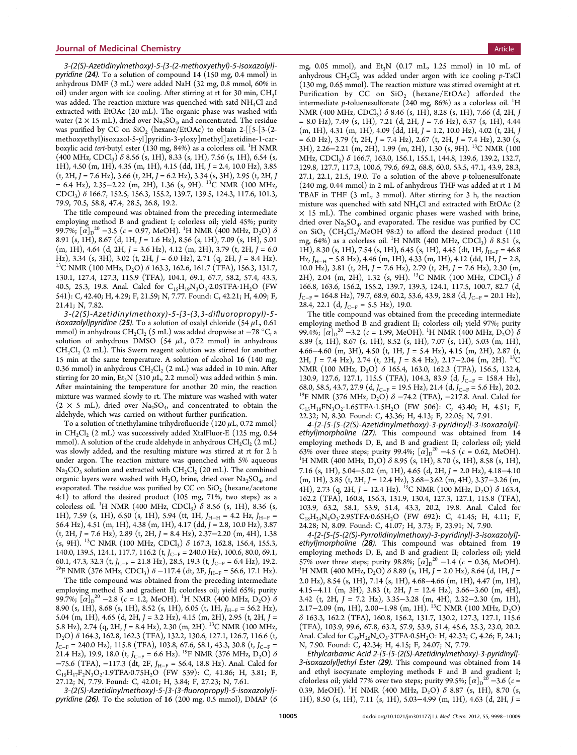*3-(2(S)-Azetidinylmethoxy)-5-[3-(2-methoxyethyl)-5-isoxazolyl]-pyridine (**24**).* To a solution of compound **14** (150 mg, 0.4 mmol) in anhydrous DMF (3 mL) were added NaH (32 mg, 0.8 mmol, 60% in oil) under argon with ice cooling. After stirring at rt for 30 min, $CH_3I$ was added. The reaction mixture was quenched with satd $NH_4Cl$ and extracted with EtOAc (20 mL). The organic phase was washed with water (2 × 15 mL), dried over $Na_2SO_4$, and concentrated. The residue was purified by CC on $SiO_2$ (hexane/EtOAc) to obtain 2-[[5-[3-(2-methoxyethyl)isoxazol-5-yl]pyridin-3-yloxy]methyl]azetidine-1-carboxylic acid *tert*-butyl ester (130 mg, 84%) as a colorless oil. $^1$H NMR (400 MHz, $CDCl_3$) δ 8.56 (s, 1H), 8.33 (s, 1H), 7.56 (s, 1H), 6.54 (s, 1H), 4.50 (m, 1H), 4.35 (m, 1H), 4.15 (dd, 1H, $J$ = 2.4, 10.0 Hz), 3.85 (t, 2H, $J$ = 7.6 Hz), 3.66 (t, 2H, $J$ = 6.2 Hz), 3.34 (s, 3H), 2.95 (t, 2H, $J$ = 6.4 Hz), 2.35−2.22 (m, 2H), 1.36 (s, 9H). $^{13}$C NMR (100 MHz, $CDCl_3$) δ 166.7, 152.5, 156.3, 155.2, 139.7, 139.5, 124.3, 117.6, 101.3, 79.9, 70.5, 58.8, 47.4, 28.5, 26.8, 19.2.

The title compound was obtained from the preceding intermediate employing method B and gradient I; colorless oil; yield 45%; purity 99.7%; $[\alpha]_D^{20}$ −3.5 ($c$ = 0.97, MeOH). $^1$H NMR (400 MHz, $D_2O$) δ 8.91 (s, 1H), 8.67 (d, 1H, $J$ = 1.6 Hz), 8.56 (s, 1H), 7.09 (s, 1H), 5.01 (m, 1H), 4.64 (d, 2H, $J$ = 3.6 Hz), 4.12 (m, 2H), 3.79 (t, 2H, $J$ = 6.0 Hz), 3.34 (s, 3H), 3.02 (t, 2H, $J$ = 6.0 Hz), 2.71 (q, 2H, $J$ = 8.4 Hz). $^{13}$C NMR (100 MHz, $D_2O$) δ 163.3, 162.6, 161.7 (TFA), 156.3, 131.7, 130.1, 127.4, 127.3, 115.9 (TFA), 104.1, 69.1, 67.7, 58.2, 57.4, 43.3, 40.5, 25.3, 19.8. Anal. Calcd for $C_{15}H_{19}N_3O_3$·2.05TFA·1$H_2O$ (FW 541): C, 42.40; H, 4.29; F, 21.59; N, 7.77. Found: C, 42.21; H, 4.09; F, 21.41; N, 7.82.

*3-(2(S)-Azetidinylmethoxy)-5-[3-(3,3-difluoropropyl)-5-isoxazolyl]pyridine (**25**).* To a solution of oxalyl chloride (54 μL, 0.61 mmol) in anhydrous $CH_2Cl_2$ (5 mL) was added dropwise at −78 °C, a solution of anhydrous DMSO (54 μL, 0.72 mmol) in anhydrous $CH_2Cl_2$ (2 mL). This Swern reagent solution was stirred for another 15 min at the same temperature. A solution of alcohol **16** (140 mg, 0.36 mmol) in anhydrous $CH_2Cl_2$ (2 mL) was added in 10 min. After stirring for 20 min, $Et_3N$ (310 μL, 2.2 mmol) was added within 5 min. After maintaining the temperature for another 20 min, the reaction mixture was warmed slowly to rt. The mixture was washed with water (2 × 5 mL), dried over $Na_2SO_4$, and concentrated to obtain the aldehyde, which was carried on without further purification.

To a solution of triethylamine trihydrofluoride (120 μL, 0.72 mmol) in $CH_2Cl_2$ (2 mL) was successively added XtalFluor-E (125 mg, 0.54 mmol). A solution of the crude aldehyde in anhydrous $CH_2Cl_2$ (2 mL) was slowly added, and the resulting mixture was stirred at rt for 2 h under argon. The reaction mixture was quenched with 5% aqueous $Na_2CO_3$ solution and extracted with $CH_2Cl_2$ (20 mL). The combined organic layers were washed with $H_2O$, brine, dried over $Na_2SO_4$, and evaporated. The residue was purified by CC on $SiO_2$ (hexane/acetone 4:1) to afford the desired product (105 mg, 71%, two steps) as a colorless oil. $^1$H NMR (400 MHz, $CDCl_3$) δ 8.56 (s, 1H), 8.36 (s, 1H), 7.59 (s, 1H), 6.50 (s, 1H), 5.94 (tt, 1H, $J_{H-H}$ = 4.2 Hz, $J_{H-F}$ = 56.4 Hz), 4.51 (m, 1H), 4.38 (m, 1H), 4.17 (dd, 1H, $J$ = 2.8, 10.0 Hz), 3.87 (t, 2H, $J$ = 7.6 Hz), 2.89 (t, 2H, $J$ = 8.4 Hz), 2.37−2.20 (m, 4H), 1.38 (s, 9H). $^{13}$C NMR (100 MHz, $CDCl_3$) δ 167.3, 162.8, 156.4, 155.3, 140.0, 139.5, 124.1, 117.7, 116.2 (t, $J_{C-F}$ = 240.0 Hz), 100.6, 80.0, 69.1, 60.1, 47.3, 32.3 (t, $J_{C-F}$ = 21.8 Hz), 28.5, 19.3 (t, $J_{C-F}$ = 6.4 Hz), 19.2. $^{19}$F NMR (376 MHz, $CDCl_3$) δ −117.4 (dt, 2F, $J_{H-F}$ = 56.6, 17.1 Hz).

The title compound was obtained from the preceding intermediate employing method B and gradient II; colorless oil; yield 65%; purity 99.7%; $[\alpha]_D^{20}$ −2.8 ($c$ = 1.2, MeOH). $^1$H NMR (400 MHz, $D_2O$) δ 8.90 (s, 1H), 8.68 (s, 1H), 8.52 (s, 1H), 6.05 (t, 1H, $J_{H-F}$ = 56.2 Hz), 5.04 (m, 1H), 4.65 (d, 2H, $J$ = 3.2 Hz), 4.15 (m, 2H), 2.95 (t, 2H, $J$ = 5.8 Hz), 2.74 (q, 2H, $J$ = 8.4 Hz), 2.30 (m, 2H). $^{13}$C NMR (100 MHz, $D_2O$) δ 164.3, 162.8, 162.3 (TFA), 132.2, 130.6, 127.1, 126.7, 116.6 (t, $J_{C-F}$ = 240.0 Hz), 115.8 (TFA), 103.8, 67.6, 58.1, 43.3, 30.8 (t, $J_{C-F}$ = 21.4 Hz), 19.9, 18.0 (t, $J_{C-F}$ = 6.6 Hz). $^{19}$F NMR (376 MHz, $D_2O$) δ −75.6 (TFA), −117.3 (dt, 2F, $J_{H-F}$ = 56.4, 18.8 Hz). Anal. Calcd for $C_{15}H_{17}F_2N_3O_2$·1.9TFA·0.75$H_2O$ (FW 539): C, 41.86; H, 3.81; F, 27.12; N, 7.79. Found: C, 42.01; H, 3.84; F, 27.23; N, 7.61.

*3-(2(S)-Azetidinylmethoxy)-5-[3-(3-fluoropropyl)-5-isoxazolyl]-pyridine (**26**).* To the solution of **16** (200 mg, 0.5 mmol), DMAP (6 mg, 0.05 mmol), and $Et_3N$ (0.17 mL, 1.25 mmol) in 10 mL of anhydrous $CH_2Cl_2$ was added under argon with ice cooling *p*-TsCl (130 mg, 0.65 mmol). The reaction mixture was stirred overnight at rt. Purification by CC on $SiO_2$ (hexane/EtOAc) afforded the intermediate *p*-toluenesulfonate (240 mg, 86%) as a colorless oil. $^1$H NMR (400 MHz, $CDCl_3$) δ 8.46 (s, 1H), 8.28 (s, 1H), 7.66 (d, 2H, $J$ = 8.0 Hz), 7.49 (s, 1H), 7.21 (d, 2H, $J$ = 7.6 Hz), 6.37 (s, 1H), 4.44 (m, 1H), 4.31 (m, 1H), 4.09 (dd, 1H, $J$ = 1.2, 10.0 Hz), 4.02 (t, 2H, $J$ = 6.0 Hz), 3.79 (t, 2H, $J$ = 7.4 Hz), 2.67 (t, 2H, $J$ = 7.4 Hz), 2.30 (s, 3H), 2.26−2.21 (m, 2H), 1.99 (m, 2H), 1.30 (s, 9H). $^{13}$C NMR (100 MHz, $CDCl_3$) δ 166.7, 163.0, 156.1, 155.1, 144.8, 139.6, 139.2, 132.7, 129.8, 127.7, 117.3, 100.6, 79.6, 69.2, 68.8, 60.0, 53.5, 47.1, 43.9, 28.3, 27.1, 22.1, 21.5, 19.0. To a solution of the above *p*-toluenesulfonate (240 mg, 0.44 mmol) in 2 mL of anhydrous THF was added at rt 1 M TBAF in THF (3 mL, 3 mmol). After stirring for 3 h, the reaction mixture was quenched with satd $NH_4Cl$ and extracted with EtOAc (2 × 15 mL). The combined organic phases were washed with brine, dried over $Na_2SO_4$, and evaporated. The residue was purified by CC on $SiO_2$ ($CH_2Cl_2$/MeOH 98:2) to afford the desired product (110 mg, 64%) as a colorless oil. $^1$H NMR (400 MHz, $CDCl_3$) δ 8.51 (s, 1H), 8.30 (s, 1H), 7.54 (s, 1H), 6.45 (s, 1H), 4.45 (dt, 1H, $J_{H-F}$ = 46.8 Hz, $J_{H-H}$ = 5.8 Hz), 4.46 (m, 1H), 4.33 (m, 1H), 4.12 (dd, 1H, $J$ = 2.8, 10.0 Hz), 3.81 (t, 2H, $J$ = 7.6 Hz), 2.79 (t, 2H, $J$ = 7.6 Hz), 2.30 (m, 2H), 2.04 (m, 2H), 1.32 (s, 9H). $^{13}$C NMR (100 MHz, $CDCl_3$) δ 166.8, 163.6, 156.2, 155.2, 139.7, 139.3, 124.1, 117.5, 100.7, 82.7 (d, $J_{C-F}$ = 164.8 Hz), 79.7, 68.9, 60.2, 53.6, 43.9, 28.8 (d, $J_{C-F}$ = 20.1 Hz), 28.4, 22.1 (d, $J_{C-F}$ = 5.5 Hz), 19.0.

The title compound was obtained from the preceding intermediate employing method B and gradient II; colorless oil; yield 97%; purity 99.4%; $[\alpha]_D^{20}$ −3.2 ($c$ = 1.99, MeOH). $^1$H NMR (400 MHz, $D_2O$) δ 8.89 (s, 1H), 8.67 (s, 1H), 8.52 (s, 1H), 7.07 (s, 1H), 5.03 (m, 1H), 4.66−4.60 (m, 3H), 4.50 (t, 1H, $J$ = 5.4 Hz), 4.15 (m, 2H), 2.87 (t, 2H, $J$ = 7.4 Hz), 2.74 (t, 2H, $J$ = 8.4 Hz), 2.17−2.04 (m, 2H). $^{13}$C NMR (100 MHz, $D_2O$) δ 165.4, 163.0, 162.3 (TFA), 156.5, 132.4, 130.9, 127.6, 127.1, 115.5 (TFA), 104.3, 83.9 (d, $J_{C-F}$ = 158.4 Hz), 68.0, 58.5, 43.7, 27.9 (d, $J_{C-F}$ = 19.5 Hz), 21.4 (d, $J_{C-F}$ = 5.6 Hz), 20.2. $^{19}$F NMR (376 MHz, $D_2O$) δ −74.2 (TFA), −217.8. Anal. Calcd for $C_{15}H_{18}FN_3O_2$·1.65TFA·1.5$H_2O$ (FW 506): C, 43.40; H, 4.51; F, 22.32; N, 8.30. Found: C, 43.36; H, 4.13; F, 22.05; N, 7.91.

*4-[2-[5-[5-(2(S)-Azetidinylmethoxy)-3-pyridinyl]-3-isoxazolyl]-ethyl]morpholine (**27**).* This compound was obtained from **14** employing methods D, E, and B and gradient II; colorless oil; yield 63% over three steps; purity 99.4%; $[\alpha]_D^{20}$ −4.5 ($c$ = 0.62, MeOH). $^1$H NMR (400 MHz, $D_2O$) δ 8.95 (s, 1H), 8.70 (s, 1H), 8.58 (s, 1H), 7.16 (s, 1H), 5.04−5.02 (m, 1H), 4.65 (d, 2H, $J$ = 2.0 Hz), 4.18−4.10 (m, 1H), 3.85 (t, 2H, $J$ = 12.4 Hz), 3.68−3.62 (m, 4H), 3.37−3.26 (m, 4H), 2.73 (q, 2H, $J$ = 12.4 Hz). $^{13}$C NMR (100 MHz, $D_2O$) δ 163.4, 162.2 (TFA), 160.8, 156.3, 131.9, 130.4, 127.3, 127.1, 115.8 (TFA), 103.9, 63.2, 58.1, 53.9, 51.4, 43.3, 20.2, 19.8. Anal. Calcd for $C_{18}H_{24}N_4O_3$·2.95TFA·0.65$H_2O$ (FW 692): C, 41.45; H, 4.11; F, 24.28; N, 8.09. Found: C, 41.07; H, 3.73; F, 23.91; N, 7.90.

*4-[2-[5-[5-(2(S)-Pyrrolidinylmethoxy)-3-pyridinyl]-3-isoxazolyl]-ethyl]morpholine (**28**).* This compound was obtained from **19** employing methods D, E, and B and gradient II; colorless oil; yield 57% over three steps; purity 98.8%; $[\alpha]_D^{20}$ −1.4 ($c$ = 0.36, MeOH). $^1$H NMR (400 MHz, $D_2O$) δ 8.89 (s, 1H, $J$ = 2.0 Hz), 8.64 (d, 1H, $J$ = 2.0 Hz), 8.54 (s, 1H), 7.14 (s, 1H), 4.68−4.66 (m, 1H), 4.47 (m, 1H), 4.15−4.11 (m, 3H), 3.83 (t, 2H, $J$ = 12.4 Hz), 3.66−3.60 (m, 4H), 3.42 (t, 2H, $J$ = 7.2 Hz), 3.35−3.28 (m, 4H), 2.32−2.30 (m, 1H), 2.17−2.09 (m, 1H), 2.00−1.98 (m, 1H). $^{13}$C NMR (100 MHz, $D_2O$) δ 163.3, 162.2 (TFA), 160.8, 156.2, 131.7, 130.2, 127.3, 127.1, 115.6 (TFA), 103.9, 99.6, 67.8, 63.2, 57.9, 53.9, 51.4, 45.6, 25.3, 23.0, 20.2. Anal. Calcd for $C_{19}H_{26}N_4O_3$·3TFA·0.5$H_2O$: H, 42.32; C, 4.26; F, 24.1; N, 7.90. Found: C, 42.34; H, 4.15; F, 24.07; N, 7.79.

*Ethylcarbamic Acid 2-[5-[5-(2(S)-Azetidinylmethoxy)-3-pyridinyl]-3-isoxazolyl]ethyl Ester (**29**).* This compound was obtained from **14** and ethyl isocyanate employing methods F and B and gradient I; cfolorless oil; yield 77% over two steps; purity 99.5%; $[\alpha]_D^{20}$ −3.6 ($c$ = 0.39, MeOH). $^1$H NMR (400 MHz, $D_2O$) δ 8.87 (s, 1H), 8.70 (s, 1H), 8.50 (s, 1H), 7.11 (s, 1H), 5.03−4.99 (m, 1H), 4.63 (d, 2H, $J$ =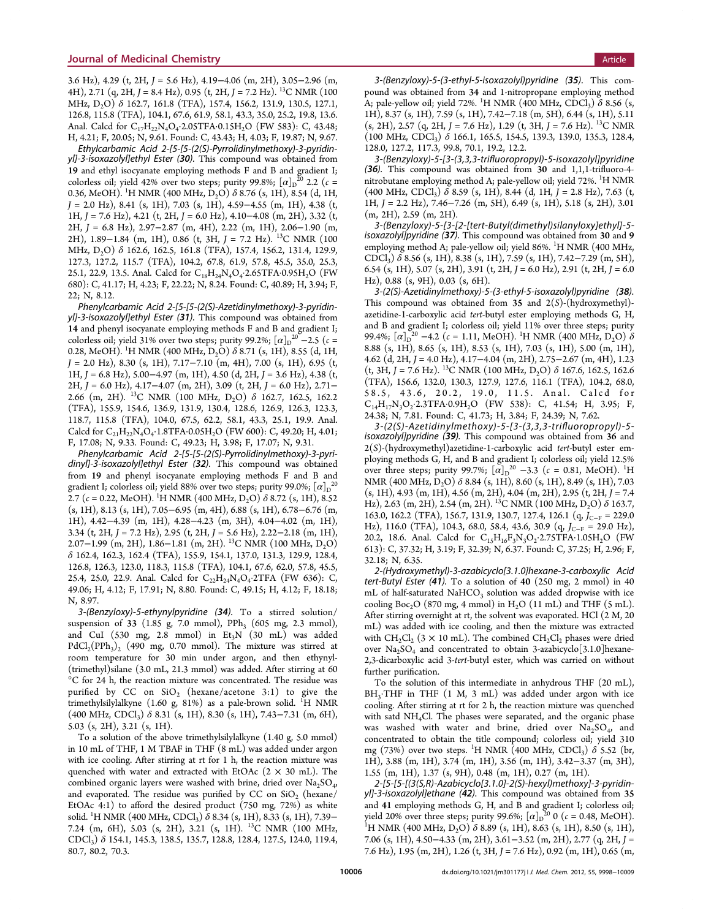3.6 Hz), 4.29 (t, 2H, $J$ = 5.6 Hz), 4.19−4.06 (m, 2H), 3.05−2.96 (m, 4H), 2.71 (q, 2H, $J$ = 8.4 Hz), 0.95 (t, 2H, $J$ = 7.2 Hz). $^{13}$C NMR (100 MHz, $D_2O$) δ 162.7, 161.8 (TFA), 157.4, 156.2, 131.9, 130.5, 127.1, 126.8, 115.8 (TFA), 104.1, 67.6, 61.9, 58.1, 43.3, 35.0, 25.2, 19.8, 13.6. Anal. Calcd for $C_{17}H_{22}N_4O_4$·2.05TFA·0.15$H_2O$ (FW 583): C, 43.48; H, 4.21; F, 20.05; N, 9.61. Found: C, 43.43; H, 4.03; F, 19.87; N, 9.67.

*Ethylcarbamic Acid 2-[5-[5-(2(S)-Pyrrolidinylmethoxy)-3-pyridinyl]-3-isoxazolyl]ethyl Ester (30).* This compound was obtained from **19** and ethyl isocyanate employing methods F and B and gradient I; colorless oil; yield 42% over two steps; purity 99.8%; $[\alpha]_D^{20}$ 2.2 ($c$ = 0.36, MeOH). $^1$H NMR (400 MHz, $D_2O$) δ 8.76 (s, 1H), 8.54 (d, 1H, $J$ = 2.0 Hz), 8.41 (s, 1H), 7.03 (s, 1H), 4.59−4.55 (m, 1H), 4.38 (t, 1H, $J$ = 7.6 Hz), 4.21 (t, 2H, $J$ = 6.0 Hz), 4.10−4.08 (m, 2H), 3.32 (t, 2H, $J$ = 6.8 Hz), 2.97−2.87 (m, 4H), 2.22 (m, 1H), 2.06−1.90 (m, 2H), 1.89−1.84 (m, 1H), 0.86 (t, 3H, $J$ = 7.2 Hz). $^{13}$C NMR (100 MHz, $D_2O$) δ 162.6, 162.5, 161.8 (TFA), 157.4, 156.2, 131.4, 129.9, 127.3, 127.2, 115.7 (TFA), 104.2, 67.8, 61.9, 57.8, 45.5, 35.0, 25.3, 25.1, 22.9, 13.5. Anal. Calcd for $C_{18}H_{24}N_4O_4$·2.65TFA·0.95$H_2O$ (FW 680): C, 41.17; H, 4.23; F, 22.22; N, 8.24. Found: C, 40.89; H, 3.94; F, 22; N, 8.12.

*Phenylcarbamic Acid 2-[5-[5-(2(S)-Azetidinylmethoxy)-3-pyridinyl]-3-isoxazolyl]ethyl Ester (31).* This compound was obtained from **14** and phenyl isocyanate employing methods F and B and gradient I; colorless oil; yield 31% over two steps; purity 99.2%; $[\alpha]_D^{20}$ −2.5 ($c$ = 0.28, MeOH). $^1$H NMR (400 MHz, $D_2O$) δ 8.71 (s, 1H), 8.55 (d, 1H, $J$ = 2.0 Hz), 8.30 (s, 1H), 7.17−7.10 (m, 4H), 7.00 (s, 1H), 6.95 (t, 1H, $J$ = 6.8 Hz), 5.00−4.97 (m, 1H), 4.50 (d, 2H, $J$ = 3.6 Hz), 4.38 (t, 2H, $J$ = 6.0 Hz), 4.17−4.07 (m, 2H), 3.09 (t, 2H, $J$ = 6.0 Hz), 2.71−2.66 (m, 2H). $^{13}$C NMR (100 MHz, $D_2O$) δ 162.7, 162.5, 162.2 (TFA), 155.9, 154.6, 136.9, 131.9, 130.4, 128.6, 126.9, 126.3, 123.3, 118.7, 115.8 (TFA), 104.0, 67.5, 62.2, 58.1, 43.3, 25.1, 19.9. Anal. Calcd for $C_{21}H_{22}N_4O_4$·1.8TFA·0.05$H_2O$ (FW 600): C, 49.20; H, 4.01; F, 17.08; N, 9.33. Found: C, 49.23; H, 3.98; F, 17.07; N, 9.31.

*Phenylcarbamic Acid 2-[5-[5-(2(S)-Pyrrolidinylmethoxy)-3-pyridinyl]-3-isoxazolyl]ethyl Ester (32).* This compound was obtained from **19** and phenyl isocyanate employing methods F and B and gradient I; colorless oil; yield 88% over two steps; purity 99.0%; $[\alpha]_D^{20}$ 2.7 ($c$ = 0.22, MeOH). $^1$H NMR (400 MHz, $D_2O$) δ 8.72 (s, 1H), 8.52 (s, 1H), 8.13 (s, 1H), 7.05−6.95 (m, 4H), 6.88 (s, 1H), 6.78−6.76 (m, 1H), 4.42−4.39 (m, 1H), 4.28−4.23 (m, 3H), 4.04−4.02 (m, 1H), 3.34 (t, 2H, $J$ = 7.2 Hz), 2.95 (t, 2H, $J$ = 5.6 Hz), 2.22−2.18 (m, 1H), 2.07−1.99 (m, 2H), 1.86−1.81 (m, 2H). $^{13}$C NMR (100 MHz, $D_2O$) δ 162.4, 162.3, 162.4 (TFA), 155.9, 154.1, 137.0, 131.3, 129.9, 128.4, 126.8, 126.3, 123.0, 118.3, 115.8 (TFA), 104.1, 67.6, 62.0, 57.8, 45.5, 25.4, 25.0, 22.9. Anal. Calcd for $C_{22}H_{24}N_4O_4$·2TFA (FW 636): C, 49.06; H, 4.12; F, 17.91; N, 8.80. Found: C, 49.15; H, 4.12; F, 18.18; N, 8.97.

*3-(Benzyloxy)-5-ethynylpyridine (34).* To a stirred solution/suspension of **33** (1.85 g, 7.0 mmol), $PPh_3$ (605 mg, 2.3 mmol), and CuI (530 mg, 2.8 mmol) in $Et_3N$ (30 mL) was added $PdCl_2(PPh_3)_2$ (490 mg, 0.70 mmol). The mixture was stirred at room temperature for 30 min under argon, and then ethynyl(trimethyl)silane (3.0 mL, 21.3 mmol) was added. After stirring at 60 °C for 24 h, the reaction mixture was concentrated. The residue was purified by CC on $SiO_2$ (hexane/acetone 3:1) to give the trimethylsilylalkyne (1.60 g, 81%) as a pale-brown solid. $^1$H NMR (400 MHz, $CDCl_3$) δ 8.31 (s, 1H), 8.30 (s, 1H), 7.43−7.31 (m, 6H), 5.03 (s, 2H), 3.21 (s, 1H).

To a solution of the above trimethylsilylalkyne (1.40 g, 5.0 mmol) in 10 mL of THF, 1 M TBAF in THF (8 mL) was added under argon with ice cooling. After stirring at rt for 1 h, the reaction mixture was quenched with water and extracted with EtOAc (2 × 30 mL). The combined organic layers were washed with brine, dried over $Na_2SO_4$, and evaporated. The residue was purified by CC on $SiO_2$ (hexane/EtOAc 4:1) to afford the desired product (750 mg, 72%) as white solid. $^1$H NMR (400 MHz, $CDCl_3$) δ 8.34 (s, 1H), 8.33 (s, 1H), 7.39−7.24 (m, 6H), 5.03 (s, 2H), 3.21 (s, 1H). $^{13}$C NMR (100 MHz, $CDCl_3$) δ 154.1, 145.3, 138.5, 135.7, 128.8, 128.4, 127.5, 124.0, 119.4, 80.7, 80.2, 70.3.

*3-(Benzyloxy)-5-(3-ethyl-5-isoxazolyl)pyridine (35).* This compound was obtained from **34** and 1-nitropropane employing method A; pale-yellow oil; yield 72%. $^1$H NMR (400 MHz, $CDCl_3$) δ 8.56 (s, 1H), 8.37 (s, 1H), 7.59 (s, 1H), 7.42−7.18 (m, 5H), 6.44 (s, 1H), 5.11 (s, 2H), 2.57 (q, 2H, $J$ = 7.6 Hz), 1.29 (t, 3H, $J$ = 7.6 Hz). $^{13}$C NMR (100 MHz, $CDCl_3$) δ 166.1, 165.5, 154.5, 139.3, 139.0, 135.3, 128.4, 128.0, 127.2, 117.3, 99.8, 70.1, 19.2, 12.2.

*3-(Benzyloxy)-5-[3-(3,3,3-trifluoropropyl)-5-isoxazolyl]pyridine (36).* This compound was obtained from **30** and 1,1,1-trifluoro-4-nitrobutane employing method A; pale-yellow oil; yield 72%. $^1$H NMR (400 MHz, $CDCl_3$) δ 8.59 (s, 1H), 8.44 (d, 1H, $J$ = 2.8 Hz), 7.63 (t, 1H, $J$ = 2.2 Hz), 7.46−7.26 (m, 5H), 6.49 (s, 1H), 5.18 (s, 2H), 3.01 (m, 2H), 2.59 (m, 2H).

*3-(Benzyloxy)-5-[3-[2-[tert-Butyl(dimethyl)silanyloxy]ethyl]-5-isoxazolyl]pyridine (37).* This compound was obtained from **30** and **9** employing method A; pale-yellow oil; yield 86%. $^1$H NMR (400 MHz, $CDCl_3$) δ 8.56 (s, 1H), 8.38 (s, 1H), 7.59 (s, 1H), 7.42−7.29 (m, 5H), 6.54 (s, 1H), 5.07 (s, 2H), 3.91 (t, 2H, $J$ = 6.0 Hz), 2.91 (t, 2H, $J$ = 6.0 Hz), 0.88 (s, 9H), 0.03 (s, 6H).

*3-(2(S)-Azetidinylmethoxy)-5-(3-ethyl-5-isoxazolyl)pyridine (38).* This compound was obtained from **35** and 2(S)-(hydroxymethyl)azetidine-1-carboxylic acid *tert*-butyl ester employing methods G, H, and B and gradient I; colorless oil; yield 11% over three steps; purity 99.4%; $[\alpha]_D^{20}$ −4.2 ($c$ = 1.11, MeOH). $^1$H NMR (400 MHz, $D_2O$) δ 8.88 (s, 1H), 8.65 (s, 1H), 8.53 (s, 1H), 7.03 (s, 1H), 5.00 (m, 1H), 4.62 (d, 2H, $J$ = 4.0 Hz), 4.17−4.04 (m, 2H), 2.75−2.67 (m, 4H), 1.23 (t, 3H, $J$ = 7.6 Hz). $^{13}$C NMR (100 MHz, $D_2O$) δ 167.6, 162.5, 162.6 (TFA), 156.6, 132.0, 130.3, 127.9, 127.6, 116.1 (TFA), 104.2, 68.0, 58.5, 43.6, 20.2, 19.0, 11.5. Anal. Calcd for $C_{14}H_{17}N_3O_2$·2.3TFA·0.9$H_2O$ (FW 538): C, 41.54; H, 3.95; F, 24.38; N, 7.81. Found: C, 41.73; H, 3.84; F, 24.39; N, 7.62.

*3-(2(S)-Azetidinylmethoxy)-5-[3-(3,3,3-trifluoropropyl)-5-isoxazolyl]pyridine (39).* This compound was obtained from **36** and 2(S)-(hydroxymethyl)azetidine-1-carboxylic acid *tert*-butyl ester employing methods G, H, and B and gradient I; colorless oil; yield 12.5% over three steps; purity 99.7%; $[\alpha]_D^{20}$ −3.3 ($c$ = 0.81, MeOH). $^1$H NMR (400 MHz, $D_2O$) δ 8.84 (s, 1H), 8.60 (s, 1H), 8.49 (s, 1H), 7.03 (s, 1H), 4.93 (m, 1H), 4.56 (m, 2H), 4.04 (m, 2H), 2.95 (t, 2H, $J$ = 7.4 Hz), 2.63 (m, 2H), 2.54 (m, 2H). $^{13}$C NMR (100 MHz, $D_2O$) δ 163.7, 163.0, 162.2 (TFA), 156.7, 131.9, 130.7, 127.4, 126.1 (q, $J_{C-F}$ = 229.0 Hz), 116.0 (TFA), 104.3, 68.0, 58.4, 43.6, 30.9 (q, $J_{C-F}$ = 29.0 Hz), 20.2, 18.6. Anal. Calcd for $C_{15}H_{16}F_3N_3O_2$·2.75TFA·1.05$H_2O$ (FW 613): C, 37.32; H, 3.19; F, 32.39; N, 6.37. Found: C, 37.25; H, 2.96; F, 32.18; N, 6.35.

*2-(Hydroxymethyl)-3-azabicyclo[3.1.0]hexane-3-carboxylic Acid tert-Butyl Ester (41).* To a solution of **40** (250 mg, 2 mmol) in 40 mL of half-saturated $NaHCO_3$ solution was added dropwise with ice cooling $Boc_2O$ (870 mg, 4 mmol) in $H_2O$ (11 mL) and THF (5 mL). After stirring overnight at rt, the solvent was evaporated. HCl (2 M, 20 mL) was added with ice cooling, and then the mixture was extracted with $CH_2Cl_2$ (3 × 10 mL). The combined $CH_2Cl_2$ phases were dried over $Na_2SO_4$ and concentrated to obtain 3-azabicyclo[3.1.0]hexane-2,3-dicarboxylic acid 3-*tert*-butyl ester, which was carried on without further purification.

To the solution of this intermediate in anhydrous THF (20 mL), $BH_3$·THF in THF (1 M, 3 mL) was added under argon with ice cooling. After stirring at rt for 2 h, the reaction mixture was quenched with satd $NH_4Cl$. The phases were separated, and the organic phase was washed with water and brine, dried over $Na_2SO_4$, and concentrated to obtain the title compound; colorless oil; yield 310 mg (73%) over two steps. $^1$H NMR (400 MHz, $CDCl_3$) δ 5.52 (br, 1H), 3.88 (m, 1H), 3.74 (m, 1H), 3.56 (m, 1H), 3.42−3.37 (m, 3H), 1.55 (m, 1H), 1.37 (s, 9H), 0.48 (m, 1H), 0.27 (m, 1H).

*2-[5-[5-[(3(S,R)-Azabicyclo[3.1.0]-2(S)-hexyl)methoxy]-3-pyridinyl]-3-isoxazolyl]ethane (42).* This compound was obtained from **35** and **41** employing methods G, H, and B and gradient I; colorless oil; yield 20% over three steps; purity 99.6%; $[\alpha]_D^{20}$ 0 ($c$ = 0.48, MeOH). $^1$H NMR (400 MHz, $D_2O$) δ 8.89 (s, 1H), 8.63 (s, 1H), 8.50 (s, 1H), 7.06 (s, 1H), 4.50−4.33 (m, 2H), 3.61−3.52 (m, 2H), 2.77 (q, 2H, $J$ = 7.6 Hz), 1.95 (m, 2H), 1.26 (t, 3H, $J$ = 7.6 Hz), 0.92 (m, 1H), 0.65 (m,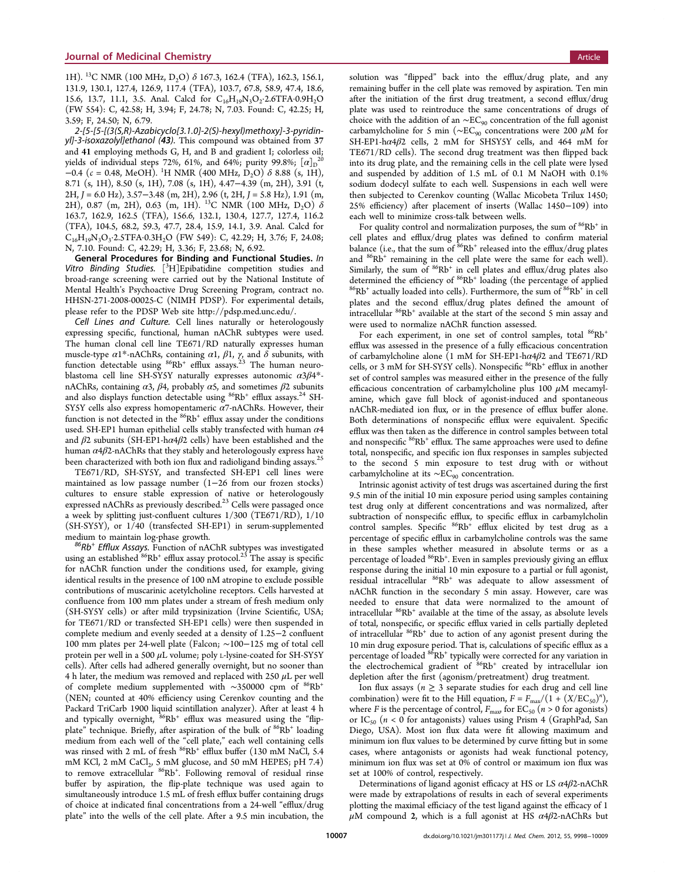1H). $^{13}$C NMR (100 MHz, $D_2O$) δ 167.3, 162.4 (TFA), 162.3, 156.1, 131.9, 130.1, 127.4, 126.9, 117.4 (TFA), 103.7, 67.8, 58.9, 47.4, 18.6, 15.6, 13.7, 11.1, 3.5. Anal. Calcd for $C_{16}H_{19}N_3O_2{\cdot}2.6TFA{\cdot}0.9H_2O$ (FW 554): C, 42.58; H, 3.94; F, 24.78; N, 7.03. Found: C, 42.25; H, 3.59; F, 24.50; N, 6.79.

*2-[5-[5-[(3(S,R)-Azabicyclo[3.1.0]-2(S)-hexyl)methoxy]-3-pyridinyl]-3-isoxazolyl]ethanol (43).* This compound was obtained from 37 and 41 employing methods G, H, and B and gradient I; colorless oil; yields of individual steps 72%, 61%, and 64%; purity 99.8%; $[\alpha]_D^{20}$ −0.4 (c = 0.48, MeOH). $^1$H NMR (400 MHz, $D_2O$) δ 8.88 (s, 1H), 8.71 (s, 1H), 8.50 (s, 1H), 7.08 (s, 1H), 4.47−4.39 (m, 2H), 3.91 (t, 2H, J = 6.0 Hz), 3.57−3.48 (m, 2H), 2.96 (t, 2H, J = 5.8 Hz), 1.91 (m, 2H), 0.87 (m, 2H), 0.63 (m, 1H). $^{13}$C NMR (100 MHz, $D_2O$) δ 163.7, 162.9, 162.5 (TFA), 156.6, 132.1, 130.4, 127.7, 127.4, 116.2 (TFA), 104.5, 68.2, 59.3, 47.7, 28.4, 15.9, 14.1, 3.9. Anal. Calcd for $C_{16}H_{19}N_3O_3{\cdot}2.5TFA{\cdot}0.3H_2O$ (FW 549): C, 42.29; H, 3.76; F, 24.08; N, 7.10. Found: C, 42.29; H, 3.36; F, 23.68; N, 6.92.

**General Procedures for Binding and Functional Studies.** *In Vitro Binding Studies.* [$^3$H]Epibatidine competition studies and broad-range screening were carried out by the National Institute of Mental Health's Psychoactive Drug Screening Program, contract no. HHSN-271-2008-00025-C (NIMH PDSP). For experimental details, please refer to the PDSP Web site http://pdsp.med.unc.edu/.

*Cell Lines and Culture.* Cell lines naturally or heterologously expressing specific, functional, human nAChR subtypes were used. The human clonal cell line TE671/RD naturally expresses human muscle-type α1*-nAChRs, containing α1, β1, γ, and δ subunits, with function detectable using $^{86}Rb^+$ efflux assays.[23] The human neuroblastoma cell line SH-SY5Y naturally expresses autonomic α3β4*-nAChRs, containing α3, β4, probably α5, and sometimes β2 subunits and also displays function detectable using $^{86}Rb^+$ efflux assays.[24] SH-SY5Y cells also express homopentameric α7-nAChRs. However, their function is not detected in the $^{86}Rb^+$ efflux assay under the conditions used. SH-EP1 human epithelial cells stably transfected with human α4 and β2 subunits (SH-EP1-hα4β2 cells) have been established and the human α4β2-nAChRs that they stably and heterologously express have been characterized with both ion flux and radioligand binding assays.[25]

TE671/RD, SH-SY5Y, and transfected SH-EP1 cell lines were maintained as low passage number (1−26 from our frozen stocks) cultures to ensure stable expression of native or heterologously expressed nAChRs as previously described.[23] Cells were passaged once a week by splitting just-confluent cultures 1/300 (TE671/RD), 1/10 (SH-SY5Y), or 1/40 (transfected SH-EP1) in serum-supplemented medium to maintain log-phase growth.

*$^{86}Rb^+$ Efflux Assays.* Function of nAChR subtypes was investigated using an established $^{86}Rb^+$ efflux assay protocol.[23] The assay is specific for nAChR function under the conditions used, for example, giving identical results in the presence of 100 nM atropine to exclude possible contributions of muscarinic acetylcholine receptors. Cells harvested at confluence from 100 mm plates under a stream of fresh medium only (SH-SY5Y cells) or after mild trypsinization (Irvine Scientific, USA; for TE671/RD or transfected SH-EP1 cells) were then suspended in complete medium and evenly seeded at a density of 1.25−2 confluent 100 mm plates per 24-well plate (Falcon; ∼100−125 mg of total cell protein per well in a 500 μL volume; poly L-lysine-coated for SH-SY5Y cells). After cells had adhered generally overnight, but no sooner than 4 h later, the medium was removed and replaced with 250 μL per well of complete medium supplemented with ∼350000 cpm of $^{86}Rb^+$ (NEN; counted at 40% efficiency using Cerenkov counting and the Packard TriCarb 1900 liquid scintillation analyzer). After at least 4 h and typically overnight, $^{86}Rb^+$ efflux was measured using the "flip-plate" technique. Briefly, after aspiration of the bulk of $^{86}Rb^+$ loading medium from each well of the "cell plate," each well containing cells was rinsed with 2 mL of fresh $^{86}Rb^+$ efflux buffer (130 mM NaCl, 5.4 mM KCl, 2 mM $CaCl_2$, 5 mM glucose, and 50 mM HEPES; pH 7.4) to remove extracellular $^{86}Rb^+$. Following removal of residual rinse buffer by aspiration, the flip-plate technique was used again to simultaneously introduce 1.5 mL of fresh efflux buffer containing drugs of choice at indicated final concentrations from a 24-well "efflux/drug plate" into the wells of the cell plate. After a 9.5 min incubation, the solution was "flipped" back into the efflux/drug plate, and any remaining buffer in the cell plate was removed by aspiration. Ten min after the initiation of the first drug treatment, a second efflux/drug plate was used to reintroduce the same concentrations of drugs of choice with the addition of an ∼$EC_{90}$ concentration of the full agonist carbamylcholine for 5 min (∼$EC_{90}$ concentrations were 200 μM for SH-EP1-hα4β2 cells, 2 mM for SHSY5Y cells, and 464 mM for TE671/RD cells). The second drug treatment was then flipped back into its drug plate, and the remaining cells in the cell plate were lysed and suspended by addition of 1.5 mL of 0.1 M NaOH with 0.1% sodium dodecyl sulfate to each well. Suspensions in each well were then subjected to Cerenkov counting (Wallac Micobeta Trilux 1450; 25% efficiency) after placement of inserts (Wallac 1450−109) into each well to minimize cross-talk between wells.

For quality control and normalization purposes, the sum of $^{86}Rb^+$ in cell plates and efflux/drug plates was defined to confirm material balance (i.e., that the sum of $^{86}Rb^+$ released into the efflux/drug plates and $^{86}Rb^+$ remaining in the cell plate were the same for each well). Similarly, the sum of $^{86}Rb^+$ in cell plates and efflux/drug plates also determined the efficiency of $^{86}Rb^+$ loading (the percentage of applied $^{86}Rb^+$ actually loaded into cells). Furthermore, the sum of $^{86}Rb^+$ in cell plates and the second efflux/drug plates defined the amount of intracellular $^{86}Rb^+$ available at the start of the second 5 min assay and were used to normalize nAChR function assessed.

For each experiment, in one set of control samples, total $^{86}Rb^+$ efflux was assessed in the presence of a fully efficacious concentration of carbamylcholine alone (1 mM for SH-EP1-hα4β2 and TE671/RD cells, or 3 mM for SH-SY5Y cells). Nonspecific $^{86}Rb^+$ efflux in another set of control samples was measured either in the presence of the fully efficacious concentration of carbamylcholine plus 100 μM mecamylamine, which gave full block of agonist-induced and spontaneous nAChR-mediated ion flux, or in the presence of efflux buffer alone. Both determinations of nonspecific efflux were equivalent. Specific efflux was then taken as the difference in control samples between total and nonspecific $^{86}Rb^+$ efflux. The same approaches were used to define total, nonspecific, and specific ion flux responses in samples subjected to the second 5 min exposure to test drug with or without carbamylcholine at its ∼$EC_{90}$ concentration.

Intrinsic agonist activity of test drugs was ascertained during the first 9.5 min of the initial 10 min exposure period using samples containing test drug only at different concentrations and was normalized, after subtraction of nonspecific efflux, to specific efflux in carbamylcholin control samples. Specific $^{86}Rb^+$ efflux elicited by test drug as a percentage of specific efflux in carbamylcholine controls was the same in these samples whether measured in absolute terms or as a percentage of loaded $^{86}Rb^+$. Even in samples previously giving an efflux response during the initial 10 min exposure to a partial or full agonist, residual intracellular $^{86}Rb^+$ was adequate to allow assessment of nAChR function in the secondary 5 min assay. However, care was needed to ensure that data were normalized to the amount of intracellular $^{86}Rb^+$ available at the time of the assay, as absolute levels of total, nonspecific, or specific efflux varied in cells partially depleted of intracellular $^{86}Rb^+$ due to action of any agonist present during the 10 min drug exposure period. That is, calculations of specific efflux as a percentage of loaded $^{86}Rb^+$ typically were corrected for any variation in the electrochemical gradient of $^{86}Rb^+$ created by intracellular ion depletion after the first (agonism/pretreatment) drug treatment.

Ion flux assays (n ≥ 3 separate studies for each drug and cell line combination) were fit to the Hill equation, $F = F_{max}/(1 + (X/EC_{50})^n)$, where F is the percentage of control, $F_{max}$ for $EC_{50}$ (n > 0 for agonists) or $IC_{50}$ (n < 0 for antagonists) values using Prism 4 (GraphPad, San Diego, USA). Most ion flux data were fit allowing maximum and minimum ion flux values to be determined by curve fitting but in some cases, where antagonists or agonists had weak functional potency, minimum ion flux was set at 0% of control or maximum ion flux was set at 100% of control, respectively.

Determinations of ligand agonist efficacy at HS or LS α4β2-nAChR were made by extrapolations of results in each of several experiments plotting the maximal efficiacy of the test ligand against the efficacy of 1 μM compound 2, which is a full agonist at HS α4β2-nAChRs but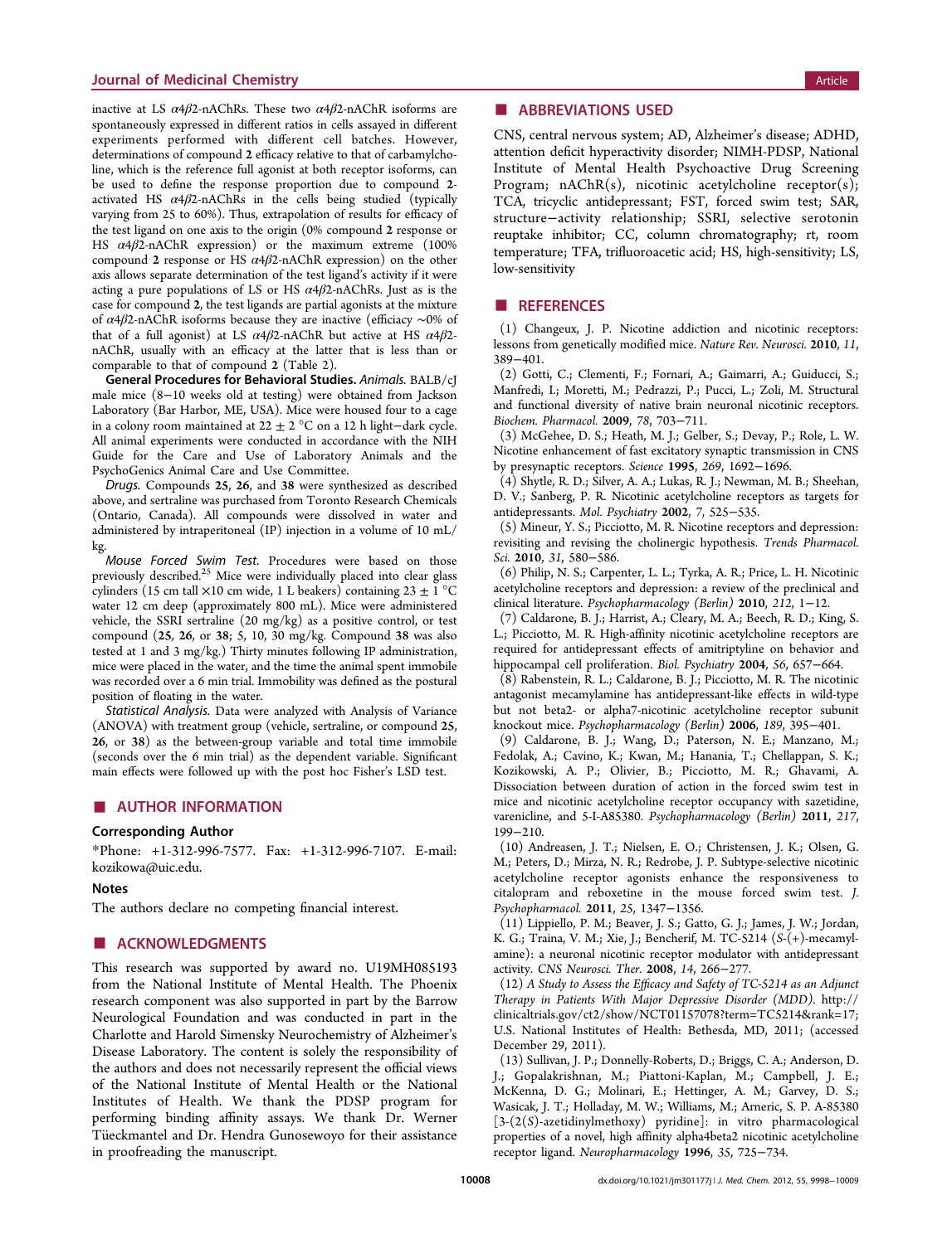inactive at LS $\alpha4\beta2$-nAChRs. These two $\alpha4\beta2$-nAChR isoforms are spontaneously expressed in different ratios in cells assayed in different experiments performed with different cell batches. However, determinations of compound **2** efficacy relative to that of carbamylcholine, which is the reference full agonist at both receptor isoforms, can be used to define the response proportion due to compound **2**-activated HS $\alpha4\beta2$-nAChRs in the cells being studied (typically varying from 25 to 60%). Thus, extrapolation of results for efficacy of the test ligand on one axis to the origin (0% compound **2** response or HS $\alpha4\beta2$-nAChR expression) or the maximum extreme (100% compound **2** response or HS $\alpha4\beta2$-nAChR expression) on the other axis allows separate determination of the test ligand's activity if it were acting a pure populations of LS or HS $\alpha4\beta2$-nAChRs. Just as is the case for compound **2**, the test ligands are partial agonists at the mixture of $\alpha4\beta2$-nAChR isoforms because they are inactive (efficacy ~0% of that of a full agonist) at LS $\alpha4\beta2$-nAChR but active at HS $\alpha4\beta2$-nAChR, usually with an efficacy at the latter that is less than or comparable to that of compound **2** (Table 2).

**General Procedures for Behavioral Studies.** *Animals.* BALB/cJ male mice (8−10 weeks old at testing) were obtained from Jackson Laboratory (Bar Harbor, ME, USA). Mice were housed four to a cage in a colony room maintained at 22 ± 2 °C on a 12 h light−dark cycle. All animal experiments were conducted in accordance with the NIH Guide for the Care and Use of Laboratory Animals and the PsychoGenics Animal Care and Use Committee.

*Drugs.* Compounds **25**, **26**, and **38** were synthesized as described above, and sertraline was purchased from Toronto Research Chemicals (Ontario, Canada). All compounds were dissolved in water and administered by intraperitoneal (IP) injection in a volume of 10 mL/kg.

*Mouse Forced Swim Test.* Procedures were based on those previously described.[25] Mice were individually placed into clear glass cylinders (15 cm tall ×10 cm wide, 1 L beakers) containing 23 ± 1 °C water 12 cm deep (approximately 800 mL). Mice were administered vehicle, the SSRI sertraline (20 mg/kg) as a positive control, or test compound (**25**, **26**, or **38**; 5, 10, 30 mg/kg. Compound **38** was also tested at 1 and 3 mg/kg.) Thirty minutes following IP administration, mice were placed in the water, and the time the animal spent immobile was recorded over a 6 min trial. Immobility was defined as the postural position of floating in the water.

*Statistical Analysis.* Data were analyzed with Analysis of Variance (ANOVA) with treatment group (vehicle, sertraline, or compound **25**, **26**, or **38**) as the between-group variable and total time immobile (seconds over the 6 min trial) as the dependent variable. Significant main effects were followed up with the post hoc Fisher's LSD test.

## AUTHOR INFORMATION

### Corresponding Author

*Phone: +1-312-996-7577. Fax: +1-312-996-7107. E-mail: kozikowa@uic.edu.

### Notes

The authors declare no competing financial interest.

## ACKNOWLEDGMENTS

This research was supported by award no. U19MH085193 from the National Institute of Mental Health. The Phoenix research component was also supported in part by the Barrow Neurological Foundation and was conducted in part in the Charlotte and Harold Simensky Neurochemistry of Alzheimer's Disease Laboratory. The content is solely the responsibility of the authors and does not necessarily represent the official views of the National Institute of Mental Health or the National Institutes of Health. We thank the PDSP program for performing binding affinity assays. We thank Dr. Werner Tüeckmantel and Dr. Hendra Gunosewoyo for their assistance in proofreading the manuscript.

## ABBREVIATIONS USED

CNS, central nervous system; AD, Alzheimer's disease; ADHD, attention deficit hyperactivity disorder; NIMH-PDSP, National Institute of Mental Health Psychoactive Drug Screening Program; nAChR(s), nicotinic acetylcholine receptor(s); TCA, tricyclic antidepressant; FST, forced swim test; SAR, structure−activity relationship; SSRI, selective serotonin reuptake inhibitor; CC, column chromatography; rt, room temperature; TFA, trifluoroacetic acid; HS, high-sensitivity; LS, low-sensitivity

## REFERENCES

(1) Changeux, J. P. Nicotine addiction and nicotinic receptors: lessons from genetically modified mice. *Nature Rev. Neurosci.* **2010**, *11*, 389−401.

(2) Gotti, C.; Clementi, F.; Fornari, A.; Gaimarri, A.; Guiducci, S.; Manfredi, I.; Moretti, M.; Pedrazzi, P.; Pucci, L.; Zoli, M. Structural and functional diversity of native brain neuronal nicotinic receptors. *Biochem. Pharmacol.* **2009**, *78*, 703−711.

(3) McGehee, D. S.; Heath, M. J.; Gelber, S.; Devay, P.; Role, L. W. Nicotine enhancement of fast excitatory synaptic transmission in CNS by presynaptic receptors. *Science* **1995**, *269*, 1692−1696.

(4) Shytle, R. D.; Silver, A. A.; Lukas, R. J.; Newman, M. B.; Sheehan, D. V.; Sanberg, P. R. Nicotinic acetylcholine receptors as targets for antidepressants. *Mol. Psychiatry* **2002**, *7*, 525−535.

(5) Mineur, Y. S.; Picciotto, M. R. Nicotine receptors and depression: revisiting and revising the cholinergic hypothesis. *Trends Pharmacol. Sci.* **2010**, *31*, 580−586.

(6) Philip, N. S.; Carpenter, L. L.; Tyrka, A. R.; Price, L. H. Nicotinic acetylcholine receptors and depression: a review of the preclinical and clinical literature. *Psychopharmacology (Berlin)* **2010**, *212*, 1−12.

(7) Caldarone, B. J.; Harrist, A.; Cleary, M. A.; Beech, R. D.; King, S. L.; Picciotto, M. R. High-affinity nicotinic acetylcholine receptors are required for antidepressant effects of amitriptyline on behavior and hippocampal cell proliferation. *Biol. Psychiatry* **2004**, *56*, 657−664.

(8) Rabenstein, R. L.; Caldarone, B. J.; Picciotto, M. R. The nicotinic antagonist mecamylamine has antidepressant-like effects in wild-type but not beta2- or alpha7-nicotinic acetylcholine receptor subunit knockout mice. *Psychopharmacology (Berlin)* **2006**, *189*, 395−401.

(9) Caldarone, B. J.; Wang, D.; Paterson, N. E.; Manzano, M.; Fedolak, A.; Cavino, K.; Kwan, M.; Hanania, T.; Chellappan, S. K.; Kozikowski, A. P.; Olivier, B.; Picciotto, M. R.; Ghavami, A. Dissociation between duration of action in the forced swim test in mice and nicotinic acetylcholine receptor occupancy with sazetidine, varenicline, and 5-I-A85380. *Psychopharmacology (Berlin)* **2011**, *217*, 199−210.

(10) Andreasen, J. T.; Nielsen, E. O.; Christensen, J. K.; Olsen, G. M.; Peters, D.; Mirza, N. R.; Redrobe, J. P. Subtype-selective nicotinic acetylcholine receptor agonists enhance the responsiveness to citalopram and reboxetine in the mouse forced swim test. *J. Psychopharmacol.* **2011**, *25*, 1347−1356.

(11) Lippiello, P. M.; Beaver, J. S.; Gatto, G. J.; James, J. W.; Jordan, K. G.; Traina, V. M.; Xie, J.; Bencherif, M. TC-5214 (*S*-(+)-mecamylamine): a neuronal nicotinic receptor modulator with antidepressant activity. *CNS Neurosci. Ther.* **2008**, *14*, 266−277.

(12) *A Study to Assess the Efficacy and Safety of TC-5214 as an Adjunct Therapy in Patients With Major Depressive Disorder (MDD)*. http://clinicaltrials.gov/ct2/show/NCT01157078?term=TC5214&rank=17; U.S. National Institutes of Health: Bethesda, MD, 2011; (accessed December 29, 2011).

(13) Sullivan, J. P.; Donnelly-Roberts, D.; Briggs, C. A.; Anderson, D. J.; Gopalakrishnan, M.; Piattoni-Kaplan, M.; Campbell, J. E.; McKenna, D. G.; Molinari, E.; Hettinger, A. M.; Garvey, D. S.; Wasicak, J. T.; Holladay, M. W.; Williams, M.; Arneric, S. P. A-85380 [3-(2(*S*)-azetidinylmethoxy) pyridine]: in vitro pharmacological properties of a novel, high affinity alpha4beta2 nicotinic acetylcholine receptor ligand. *Neuropharmacology* **1996**, *35*, 725−734.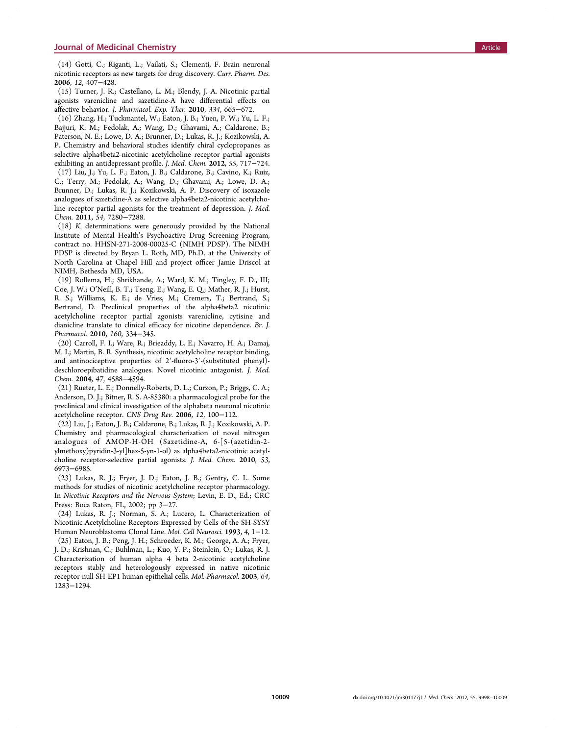(14) Gotti, C.; Riganti, L.; Vailati, S.; Clementi, F. Brain neuronal nicotinic receptors as new targets for drug discovery. *Curr. Pharm. Des.* **2006**, *12*, 407−428.

(15) Turner, J. R.; Castellano, L. M.; Blendy, J. A. Nicotinic partial agonists varenicline and sazetidine-A have differential effects on affective behavior. *J. Pharmacol. Exp. Ther.* **2010**, *334*, 665−672.

(16) Zhang, H.; Tuckmantel, W.; Eaton, J. B.; Yuen, P. W.; Yu, L. F.; Bajjuri, K. M.; Fedolak, A.; Wang, D.; Ghavami, A.; Caldarone, B.; Paterson, N. E.; Lowe, D. A.; Brunner, D.; Lukas, R. J.; Kozikowski, A. P. Chemistry and behavioral studies identify chiral cyclopropanes as selective alpha4beta2-nicotinic acetylcholine receptor partial agonists exhibiting an antidepressant profile. *J. Med. Chem.* **2012**, *55*, 717−724.

(17) Liu, J.; Yu, L. F.; Eaton, J. B.; Caldarone, B.; Cavino, K.; Ruiz, C.; Terry, M.; Fedolak, A.; Wang, D.; Ghavami, A.; Lowe, D. A.; Brunner, D.; Lukas, R. J.; Kozikowski, A. P. Discovery of isoxazole analogues of sazetidine-A as selective alpha4beta2-nicotinic acetylcholine receptor partial agonists for the treatment of depression. *J. Med. Chem.* **2011**, *54*, 7280−7288.

(18) $K_i$ determinations were generously provided by the National Institute of Mental Health's Psychoactive Drug Screening Program, contract no. HHSN-271-2008-00025-C (NIMH PDSP). The NIMH PDSP is directed by Bryan L. Roth, MD, Ph.D. at the University of North Carolina at Chapel Hill and project officer Jamie Driscol at NIMH, Bethesda MD, USA.

(19) Rollema, H.; Shrikhande, A.; Ward, K. M.; Tingley, F. D., III; Coe, J. W.; O'Neill, B. T.; Tseng, E.; Wang, E. Q.; Mather, R. J.; Hurst, R. S.; Williams, K. E.; de Vries, M.; Cremers, T.; Bertrand, S.; Bertrand, D. Preclinical properties of the alpha4beta2 nicotinic acetylcholine receptor partial agonists varenicline, cytisine and dianicline translate to clinical efficacy for nicotine dependence. *Br. J. Pharmacol.* **2010**, *160*, 334−345.

(20) Carroll, F. I.; Ware, R.; Brieaddy, L. E.; Navarro, H. A.; Damaj, M. I.; Martin, B. R. Synthesis, nicotinic acetylcholine receptor binding, and antinociceptive properties of 2′-fluoro-3′-(substituted phenyl)-deschloroepibatidine analogues. Novel nicotinic antagonist. *J. Med. Chem.* **2004**, *47*, 4588−4594.

(21) Rueter, L. E.; Donnelly-Roberts, D. L.; Curzon, P.; Briggs, C. A.; Anderson, D. J.; Bitner, R. S. A-85380: a pharmacological probe for the preclinical and clinical investigation of the alphabeta neuronal nicotinic acetylcholine receptor. *CNS Drug Rev.* **2006**, *12*, 100−112.

(22) Liu, J.; Eaton, J. B.; Caldarone, B.; Lukas, R. J.; Kozikowski, A. P. Chemistry and pharmacological characterization of novel nitrogen analogues of AMOP-H-OH (Sazetidine-A, 6-[5-(azetidin-2-ylmethoxy)pyridin-3-yl]hex-5-yn-1-ol) as alpha4beta2-nicotinic acetylcholine receptor-selective partial agonists. *J. Med. Chem.* **2010**, *53*, 6973−6985.

(23) Lukas, R. J.; Fryer, J. D.; Eaton, J. B.; Gentry, C. L. Some methods for studies of nicotinic acetylcholine receptor pharmacology. In *Nicotinic Receptors and the Nervous System*; Levin, E. D., Ed.; CRC Press: Boca Raton, FL, 2002; pp 3−27.

(24) Lukas, R. J.; Norman, S. A.; Lucero, L. Characterization of Nicotinic Acetylcholine Receptors Expressed by Cells of the SH-SY5Y Human Neuroblastoma Clonal Line. *Mol. Cell Neurosci.* **1993**, *4*, 1−12.

(25) Eaton, J. B.; Peng, J. H.; Schroeder, K. M.; George, A. A.; Fryer, J. D.; Krishnan, C.; Buhlman, L.; Kuo, Y. P.; Steinlein, O.; Lukas, R. J. Characterization of human alpha 4 beta 2-nicotinic acetylcholine receptors stably and heterologously expressed in native nicotinic receptor-null SH-EP1 human epithelial cells. *Mol. Pharmacol.* **2003**, *64*, 1283−1294.